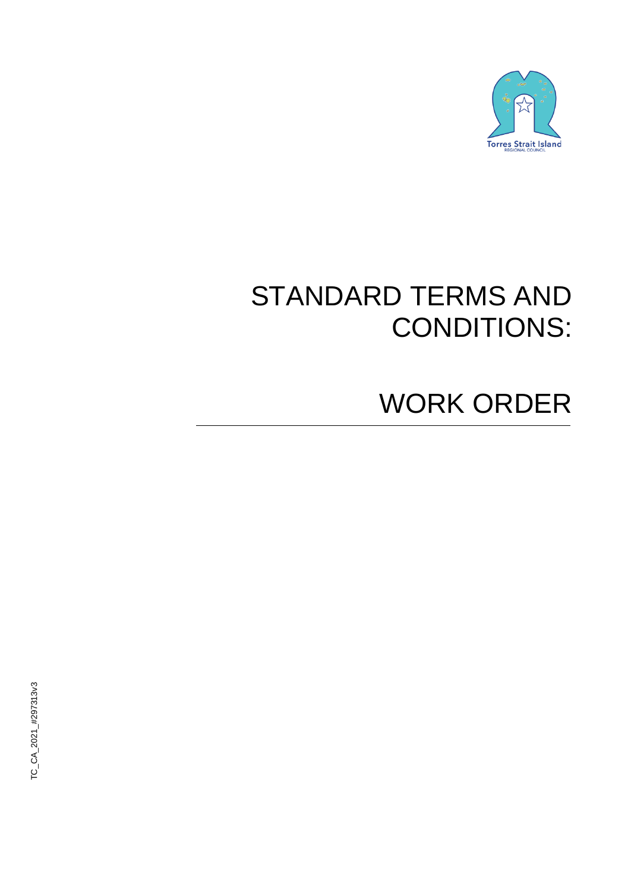Torres Strait Island REGIONAL COUNCIL

# STANDARD TERMS AND CONDITIONS:

# WORK ORDER

TC_CA_2021_#297313v3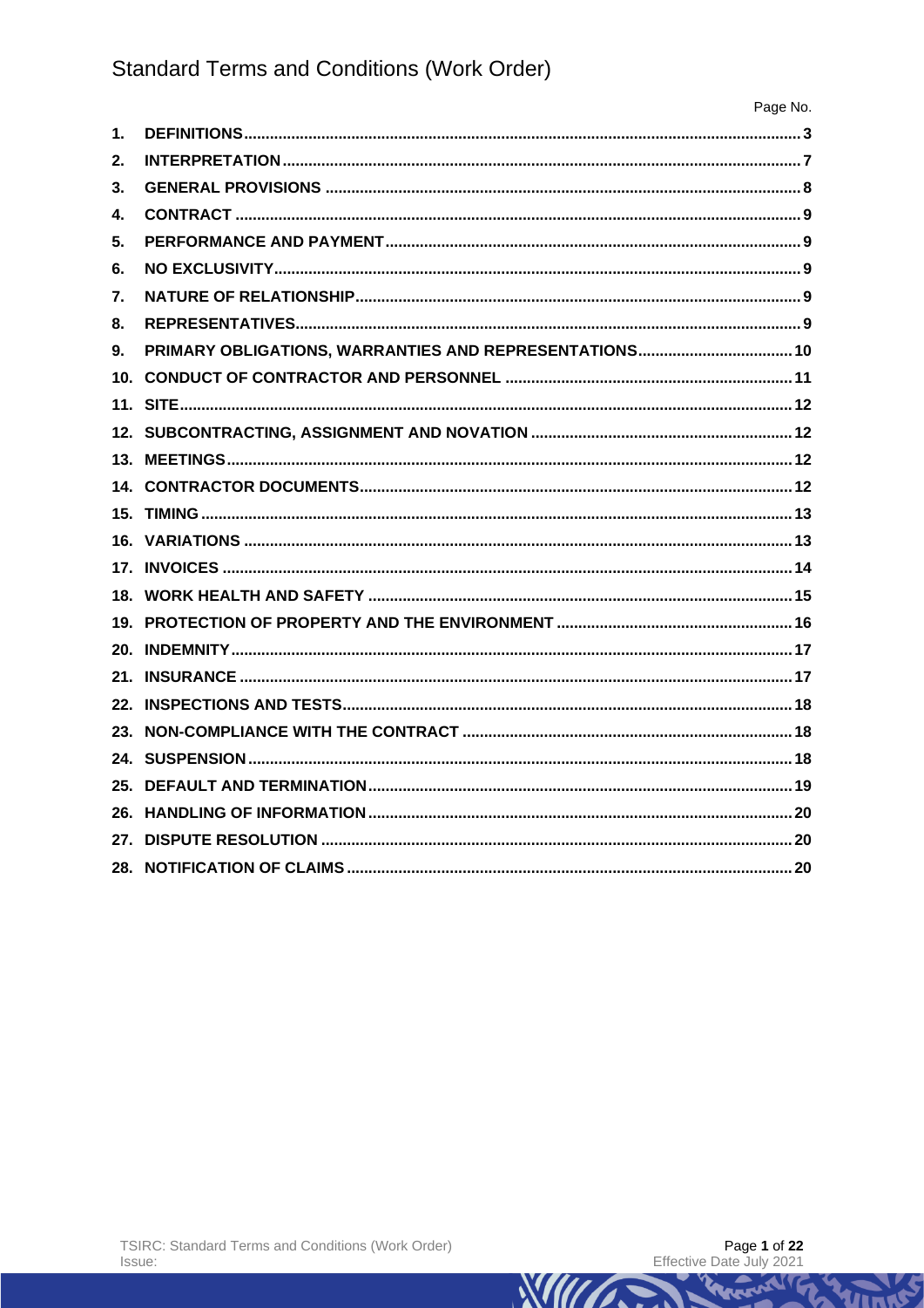# Standard Terms and Conditions (Work Order)

| | | Page No. |
|---|---|---|
| 1. | DEFINITIONS | 3 |
| 2. | INTERPRETATION | 7 |
| 3. | GENERAL PROVISIONS | 8 |
| 4. | CONTRACT | 9 |
| 5. | PERFORMANCE AND PAYMENT | 9 |
| 6. | NO EXCLUSIVITY | 9 |
| 7. | NATURE OF RELATIONSHIP | 9 |
| 8. | REPRESENTATIVES | 9 |
| 9. | PRIMARY OBLIGATIONS, WARRANTIES AND REPRESENTATIONS | 10 |
| 10. | CONDUCT OF CONTRACTOR AND PERSONNEL | 11 |
| 11. | SITE | 12 |
| 12. | SUBCONTRACTING, ASSIGNMENT AND NOVATION | 12 |
| 13. | MEETINGS | 12 |
| 14. | CONTRACTOR DOCUMENTS | 12 |
| 15. | TIMING | 13 |
| 16. | VARIATIONS | 13 |
| 17. | INVOICES | 14 |
| 18. | WORK HEALTH AND SAFETY | 15 |
| 19. | PROTECTION OF PROPERTY AND THE ENVIRONMENT | 16 |
| 20. | INDEMNITY | 17 |
| 21. | INSURANCE | 17 |
| 22. | INSPECTIONS AND TESTS | 18 |
| 23. | NON-COMPLIANCE WITH THE CONTRACT | 18 |
| 24. | SUSPENSION | 18 |
| 25. | DEFAULT AND TERMINATION | 19 |
| 26. | HANDLING OF INFORMATION | 20 |
| 27. | DISPUTE RESOLUTION | 20 |
| 28. | NOTIFICATION OF CLAIMS | 20 |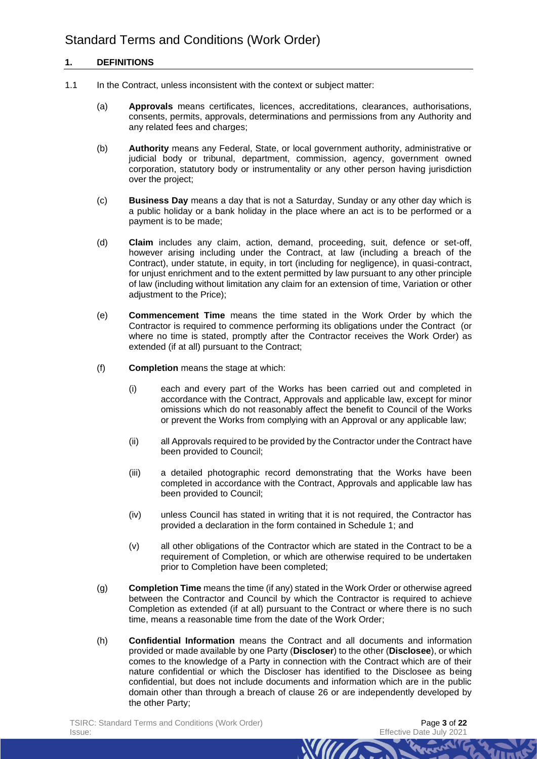# Standard Terms and Conditions (Work Order)

## 1. DEFINITIONS

1.1 In the Contract, unless inconsistent with the context or subject matter:

(a) **Approvals** means certificates, licences, accreditations, clearances, authorisations, consents, permits, approvals, determinations and permissions from any Authority and any related fees and charges;

(b) **Authority** means any Federal, State, or local government authority, administrative or judicial body or tribunal, department, commission, agency, government owned corporation, statutory body or instrumentality or any other person having jurisdiction over the project;

(c) **Business Day** means a day that is not a Saturday, Sunday or any other day which is a public holiday or a bank holiday in the place where an act is to be performed or a payment is to be made;

(d) **Claim** includes any claim, action, demand, proceeding, suit, defence or set-off, however arising including under the Contract, at law (including a breach of the Contract), under statute, in equity, in tort (including for negligence), in quasi-contract, for unjust enrichment and to the extent permitted by law pursuant to any other principle of law (including without limitation any claim for an extension of time, Variation or other adjustment to the Price);

(e) **Commencement Time** means the time stated in the Work Order by which the Contractor is required to commence performing its obligations under the Contract (or where no time is stated, promptly after the Contractor receives the Work Order) as extended (if at all) pursuant to the Contract;

(f) **Completion** means the stage at which:

(i) each and every part of the Works has been carried out and completed in accordance with the Contract, Approvals and applicable law, except for minor omissions which do not reasonably affect the benefit to Council of the Works or prevent the Works from complying with an Approval or any applicable law;

(ii) all Approvals required to be provided by the Contractor under the Contract have been provided to Council;

(iii) a detailed photographic record demonstrating that the Works have been completed in accordance with the Contract, Approvals and applicable law has been provided to Council;

(iv) unless Council has stated in writing that it is not required, the Contractor has provided a declaration in the form contained in Schedule 1; and

(v) all other obligations of the Contractor which are stated in the Contract to be a requirement of Completion, or which are otherwise required to be undertaken prior to Completion have been completed;

(g) **Completion Time** means the time (if any) stated in the Work Order or otherwise agreed between the Contractor and Council by which the Contractor is required to achieve Completion as extended (if at all) pursuant to the Contract or where there is no such time, means a reasonable time from the date of the Work Order;

(h) **Confidential Information** means the Contract and all documents and information provided or made available by one Party (**Discloser**) to the other (**Disclosee**), or which comes to the knowledge of a Party in connection with the Contract which are of their nature confidential or which the Discloser has identified to the Disclosee as being confidential, but does not include documents and information which are in the public domain other than through a breach of clause 26 or are independently developed by the other Party;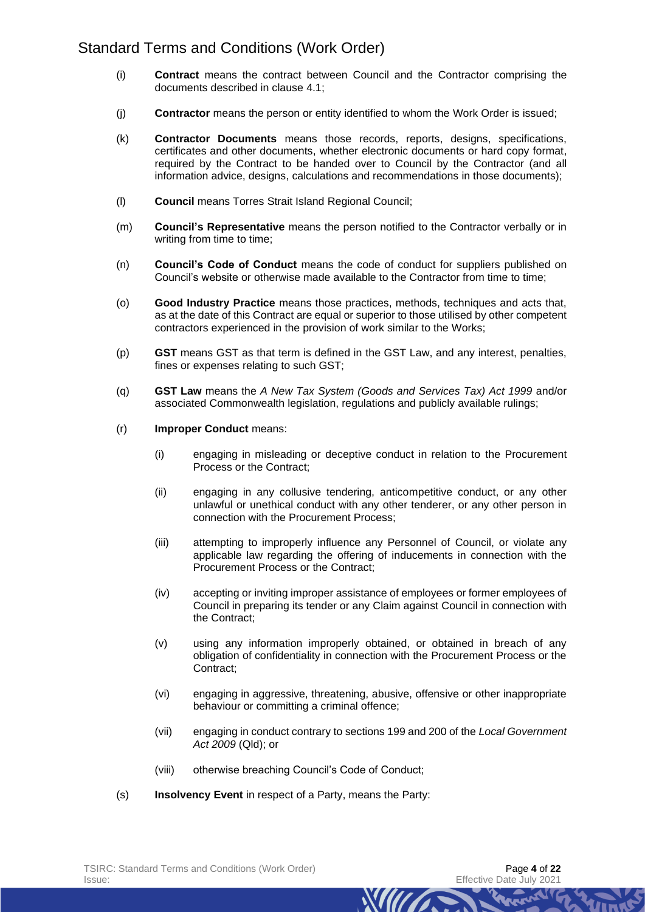(i) **Contract** means the contract between Council and the Contractor comprising the documents described in clause 4.1;

(j) **Contractor** means the person or entity identified to whom the Work Order is issued;

(k) **Contractor Documents** means those records, reports, designs, specifications, certificates and other documents, whether electronic documents or hard copy format, required by the Contract to be handed over to Council by the Contractor (and all information advice, designs, calculations and recommendations in those documents);

(l) **Council** means Torres Strait Island Regional Council;

(m) **Council's Representative** means the person notified to the Contractor verbally or in writing from time to time;

(n) **Council's Code of Conduct** means the code of conduct for suppliers published on Council's website or otherwise made available to the Contractor from time to time;

(o) **Good Industry Practice** means those practices, methods, techniques and acts that, as at the date of this Contract are equal or superior to those utilised by other competent contractors experienced in the provision of work similar to the Works;

(p) **GST** means GST as that term is defined in the GST Law, and any interest, penalties, fines or expenses relating to such GST;

(q) **GST Law** means the *A New Tax System (Goods and Services Tax) Act 1999* and/or associated Commonwealth legislation, regulations and publicly available rulings;

(r) **Improper Conduct** means:

  (i) engaging in misleading or deceptive conduct in relation to the Procurement Process or the Contract;

  (ii) engaging in any collusive tendering, anticompetitive conduct, or any other unlawful or unethical conduct with any other tenderer, or any other person in connection with the Procurement Process;

  (iii) attempting to improperly influence any Personnel of Council, or violate any applicable law regarding the offering of inducements in connection with the Procurement Process or the Contract;

  (iv) accepting or inviting improper assistance of employees or former employees of Council in preparing its tender or any Claim against Council in connection with the Contract;

  (v) using any information improperly obtained, or obtained in breach of any obligation of confidentiality in connection with the Procurement Process or the Contract;

  (vi) engaging in aggressive, threatening, abusive, offensive or other inappropriate behaviour or committing a criminal offence;

  (vii) engaging in conduct contrary to sections 199 and 200 of the *Local Government Act 2009* (Qld); or

  (viii) otherwise breaching Council's Code of Conduct;

(s) **Insolvency Event** in respect of a Party, means the Party: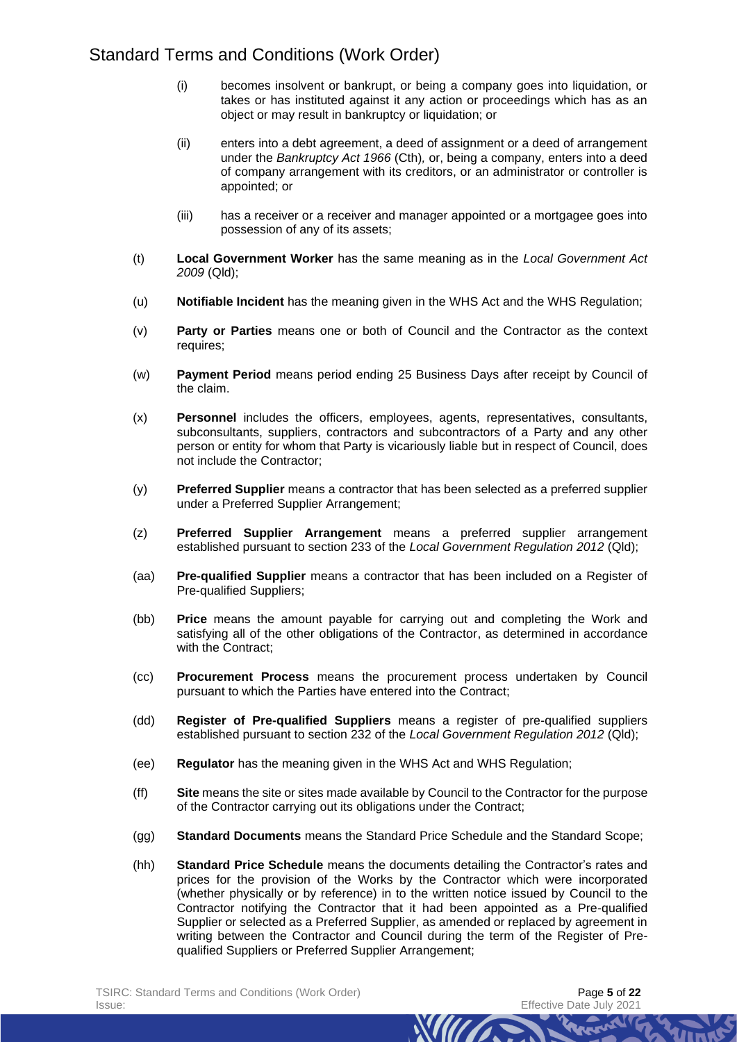(i) becomes insolvent or bankrupt, or being a company goes into liquidation, or takes or has instituted against it any action or proceedings which has as an object or may result in bankruptcy or liquidation; or

(ii) enters into a debt agreement, a deed of assignment or a deed of arrangement under the *Bankruptcy Act 1966* (Cth), or, being a company, enters into a deed of company arrangement with its creditors, or an administrator or controller is appointed; or

(iii) has a receiver or a receiver and manager appointed or a mortgagee goes into possession of any of its assets;

(t) **Local Government Worker** has the same meaning as in the *Local Government Act 2009* (Qld);

(u) **Notifiable Incident** has the meaning given in the WHS Act and the WHS Regulation;

(v) **Party or Parties** means one or both of Council and the Contractor as the context requires;

(w) **Payment Period** means period ending 25 Business Days after receipt by Council of the claim.

(x) **Personnel** includes the officers, employees, agents, representatives, consultants, subconsultants, suppliers, contractors and subcontractors of a Party and any other person or entity for whom that Party is vicariously liable but in respect of Council, does not include the Contractor;

(y) **Preferred Supplier** means a contractor that has been selected as a preferred supplier under a Preferred Supplier Arrangement;

(z) **Preferred Supplier Arrangement** means a preferred supplier arrangement established pursuant to section 233 of the *Local Government Regulation 2012* (Qld);

(aa) **Pre-qualified Supplier** means a contractor that has been included on a Register of Pre-qualified Suppliers;

(bb) **Price** means the amount payable for carrying out and completing the Work and satisfying all of the other obligations of the Contractor, as determined in accordance with the Contract;

(cc) **Procurement Process** means the procurement process undertaken by Council pursuant to which the Parties have entered into the Contract;

(dd) **Register of Pre-qualified Suppliers** means a register of pre-qualified suppliers established pursuant to section 232 of the *Local Government Regulation 2012* (Qld);

(ee) **Regulator** has the meaning given in the WHS Act and WHS Regulation;

(ff) **Site** means the site or sites made available by Council to the Contractor for the purpose of the Contractor carrying out its obligations under the Contract;

(gg) **Standard Documents** means the Standard Price Schedule and the Standard Scope;

(hh) **Standard Price Schedule** means the documents detailing the Contractor's rates and prices for the provision of the Works by the Contractor which were incorporated (whether physically or by reference) in to the written notice issued by Council to the Contractor notifying the Contractor that it had been appointed as a Pre-qualified Supplier or selected as a Preferred Supplier, as amended or replaced by agreement in writing between the Contractor and Council during the term of the Register of Pre-qualified Suppliers or Preferred Supplier Arrangement;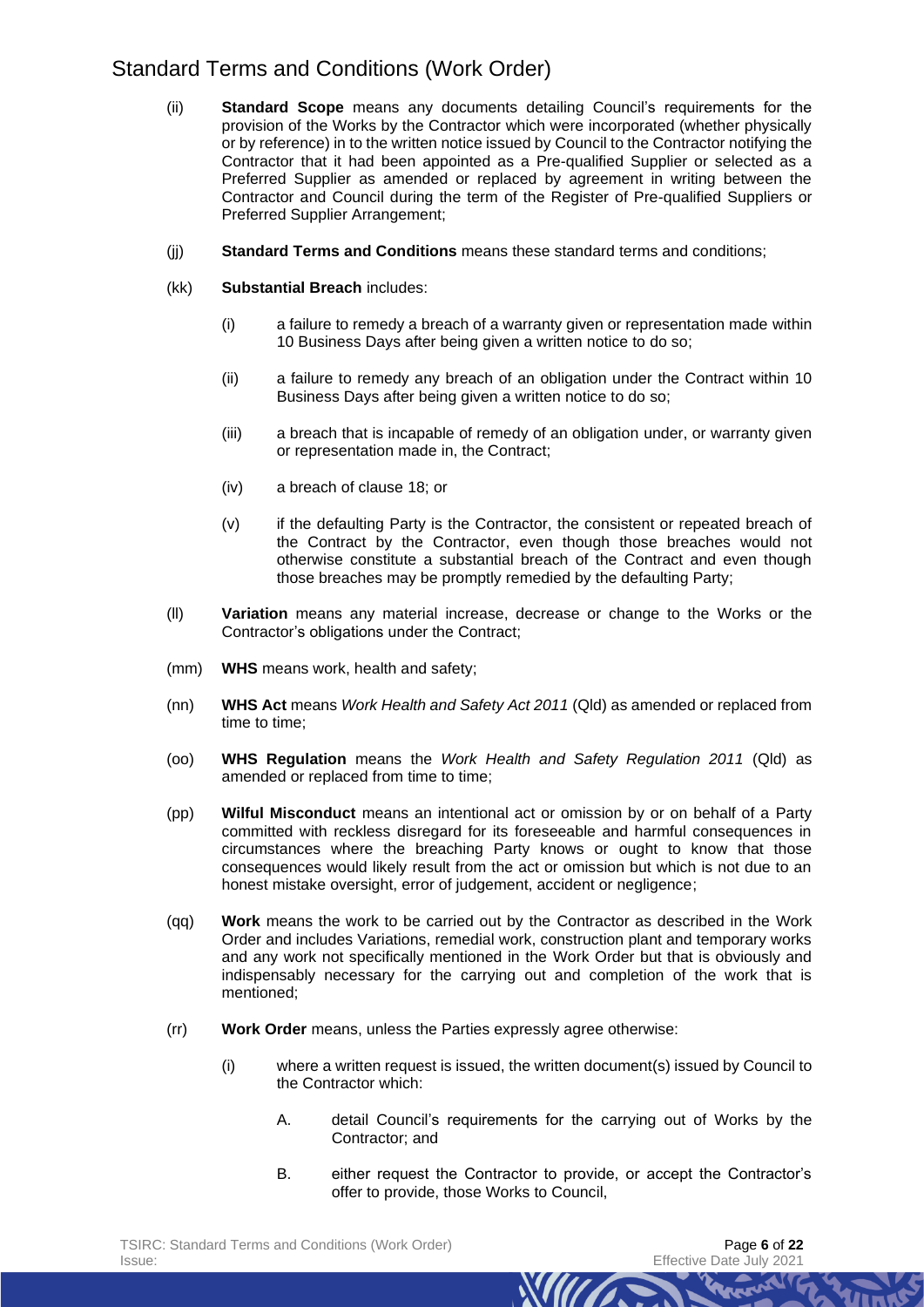(ii) **Standard Scope** means any documents detailing Council's requirements for the provision of the Works by the Contractor which were incorporated (whether physically or by reference) in to the written notice issued by Council to the Contractor notifying the Contractor that it had been appointed as a Pre-qualified Supplier or selected as a Preferred Supplier as amended or replaced by agreement in writing between the Contractor and Council during the term of the Register of Pre-qualified Suppliers or Preferred Supplier Arrangement;

(jj) **Standard Terms and Conditions** means these standard terms and conditions;

(kk) **Substantial Breach** includes:

- (i) a failure to remedy a breach of a warranty given or representation made within 10 Business Days after being given a written notice to do so;
- (ii) a failure to remedy any breach of an obligation under the Contract within 10 Business Days after being given a written notice to do so;
- (iii) a breach that is incapable of remedy of an obligation under, or warranty given or representation made in, the Contract;
- (iv) a breach of clause 18; or
- (v) if the defaulting Party is the Contractor, the consistent or repeated breach of the Contract by the Contractor, even though those breaches would not otherwise constitute a substantial breach of the Contract and even though those breaches may be promptly remedied by the defaulting Party;

(ll) **Variation** means any material increase, decrease or change to the Works or the Contractor's obligations under the Contract;

(mm) **WHS** means work, health and safety;

(nn) **WHS Act** means *Work Health and Safety Act 2011* (Qld) as amended or replaced from time to time;

(oo) **WHS Regulation** means the *Work Health and Safety Regulation 2011* (Qld) as amended or replaced from time to time;

(pp) **Wilful Misconduct** means an intentional act or omission by or on behalf of a Party committed with reckless disregard for its foreseeable and harmful consequences in circumstances where the breaching Party knows or ought to know that those consequences would likely result from the act or omission but which is not due to an honest mistake oversight, error of judgement, accident or negligence;

(qq) **Work** means the work to be carried out by the Contractor as described in the Work Order and includes Variations, remedial work, construction plant and temporary works and any work not specifically mentioned in the Work Order but that is obviously and indispensably necessary for the carrying out and completion of the work that is mentioned;

(rr) **Work Order** means, unless the Parties expressly agree otherwise:

- (i) where a written request is issued, the written document(s) issued by Council to the Contractor which:
  - A. detail Council's requirements for the carrying out of Works by the Contractor; and
  - B. either request the Contractor to provide, or accept the Contractor's offer to provide, those Works to Council,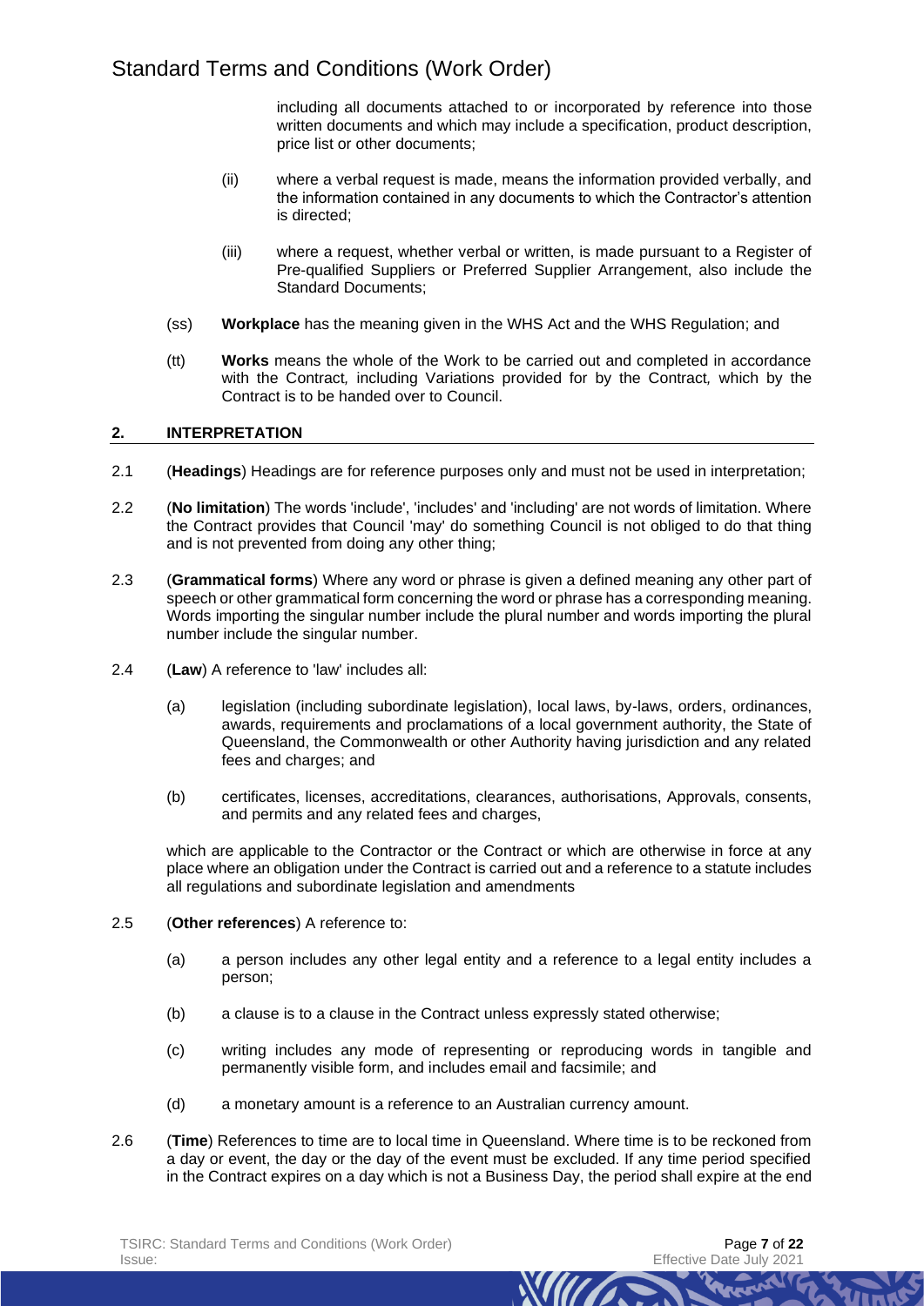including all documents attached to or incorporated by reference into those written documents and which may include a specification, product description, price list or other documents;

(ii) where a verbal request is made, means the information provided verbally, and the information contained in any documents to which the Contractor's attention is directed;

(iii) where a request, whether verbal or written, is made pursuant to a Register of Pre-qualified Suppliers or Preferred Supplier Arrangement, also include the Standard Documents;

(ss) **Workplace** has the meaning given in the WHS Act and the WHS Regulation; and

(tt) **Works** means the whole of the Work to be carried out and completed in accordance with the Contract*,* including Variations provided for by the Contract*,* which by the Contract is to be handed over to Council.

## 2. INTERPRETATION

2.1 (**Headings**) Headings are for reference purposes only and must not be used in interpretation;

2.2 (**No limitation**) The words 'include', 'includes' and 'including' are not words of limitation. Where the Contract provides that Council 'may' do something Council is not obliged to do that thing and is not prevented from doing any other thing;

2.3 (**Grammatical forms**) Where any word or phrase is given a defined meaning any other part of speech or other grammatical form concerning the word or phrase has a corresponding meaning. Words importing the singular number include the plural number and words importing the plural number include the singular number.

2.4 (**Law**) A reference to 'law' includes all:

(a) legislation (including subordinate legislation), local laws, by-laws, orders, ordinances, awards, requirements and proclamations of a local government authority, the State of Queensland, the Commonwealth or other Authority having jurisdiction and any related fees and charges; and

(b) certificates, licenses, accreditations, clearances, authorisations, Approvals, consents, and permits and any related fees and charges,

which are applicable to the Contractor or the Contract or which are otherwise in force at any place where an obligation under the Contract is carried out and a reference to a statute includes all regulations and subordinate legislation and amendments

2.5 (**Other references**) A reference to:

(a) a person includes any other legal entity and a reference to a legal entity includes a person;

(b) a clause is to a clause in the Contract unless expressly stated otherwise;

(c) writing includes any mode of representing or reproducing words in tangible and permanently visible form, and includes email and facsimile; and

(d) a monetary amount is a reference to an Australian currency amount.

2.6 (**Time**) References to time are to local time in Queensland. Where time is to be reckoned from a day or event, the day or the day of the event must be excluded. If any time period specified in the Contract expires on a day which is not a Business Day, the period shall expire at the end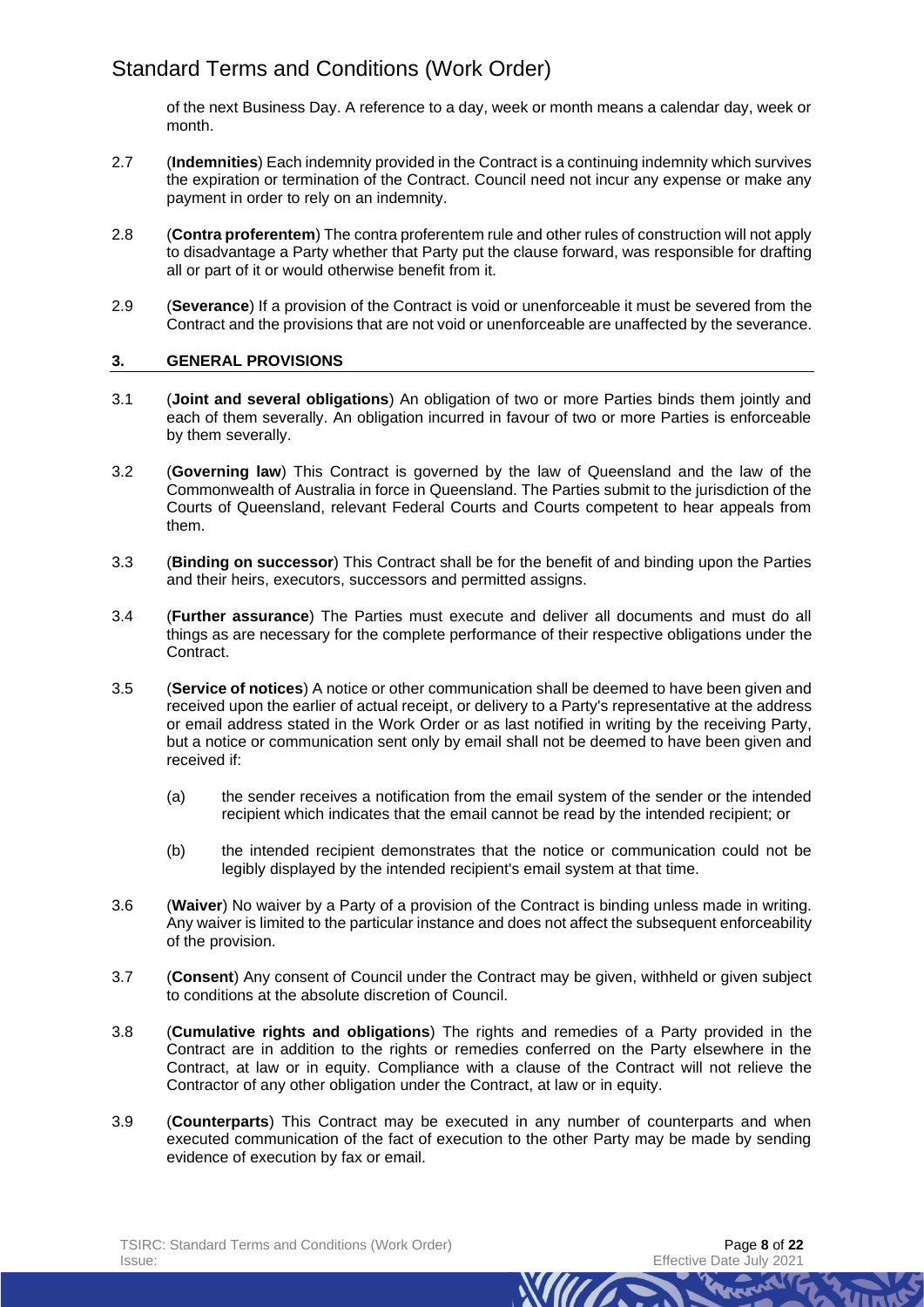of the next Business Day. A reference to a day, week or month means a calendar day, week or month.

2.7 (**Indemnities**) Each indemnity provided in the Contract is a continuing indemnity which survives the expiration or termination of the Contract. Council need not incur any expense or make any payment in order to rely on an indemnity.

2.8 (**Contra proferentem**) The contra proferentem rule and other rules of construction will not apply to disadvantage a Party whether that Party put the clause forward, was responsible for drafting all or part of it or would otherwise benefit from it.

2.9 (**Severance**) If a provision of the Contract is void or unenforceable it must be severed from the Contract and the provisions that are not void or unenforceable are unaffected by the severance.

## 3. GENERAL PROVISIONS

3.1 (**Joint and several obligations**) An obligation of two or more Parties binds them jointly and each of them severally. An obligation incurred in favour of two or more Parties is enforceable by them severally.

3.2 (**Governing law**) This Contract is governed by the law of Queensland and the law of the Commonwealth of Australia in force in Queensland. The Parties submit to the jurisdiction of the Courts of Queensland, relevant Federal Courts and Courts competent to hear appeals from them.

3.3 (**Binding on successor**) This Contract shall be for the benefit of and binding upon the Parties and their heirs, executors, successors and permitted assigns.

3.4 (**Further assurance**) The Parties must execute and deliver all documents and must do all things as are necessary for the complete performance of their respective obligations under the Contract.

3.5 (**Service of notices**) A notice or other communication shall be deemed to have been given and received upon the earlier of actual receipt, or delivery to a Party's representative at the address or email address stated in the Work Order or as last notified in writing by the receiving Party, but a notice or communication sent only by email shall not be deemed to have been given and received if:

(a) the sender receives a notification from the email system of the sender or the intended recipient which indicates that the email cannot be read by the intended recipient; or

(b) the intended recipient demonstrates that the notice or communication could not be legibly displayed by the intended recipient's email system at that time.

3.6 (**Waiver**) No waiver by a Party of a provision of the Contract is binding unless made in writing. Any waiver is limited to the particular instance and does not affect the subsequent enforceability of the provision.

3.7 (**Consent**) Any consent of Council under the Contract may be given, withheld or given subject to conditions at the absolute discretion of Council.

3.8 (**Cumulative rights and obligations**) The rights and remedies of a Party provided in the Contract are in addition to the rights or remedies conferred on the Party elsewhere in the Contract, at law or in equity. Compliance with a clause of the Contract will not relieve the Contractor of any other obligation under the Contract, at law or in equity.

3.9 (**Counterparts**) This Contract may be executed in any number of counterparts and when executed communication of the fact of execution to the other Party may be made by sending evidence of execution by fax or email.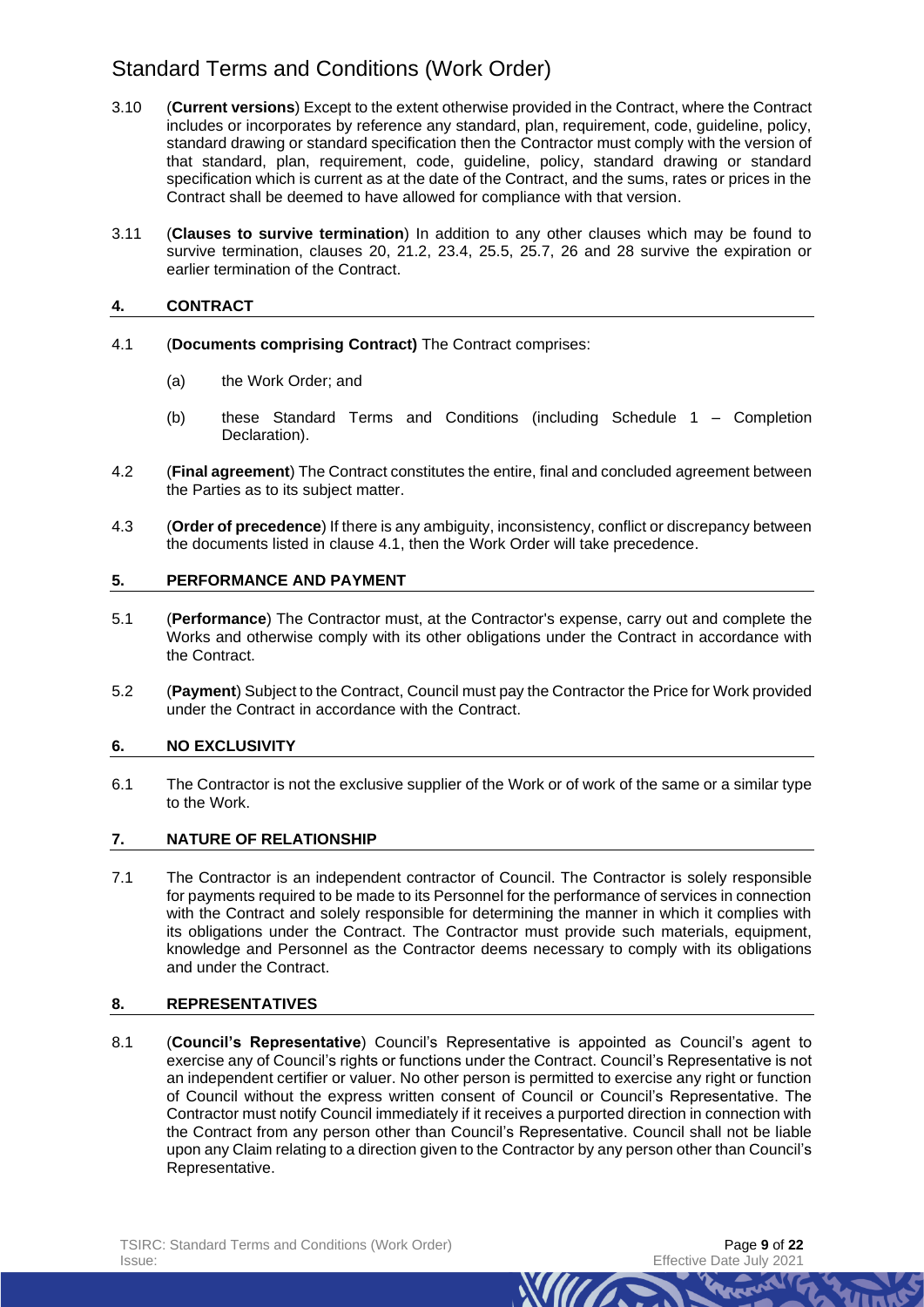3.10 (**Current versions**) Except to the extent otherwise provided in the Contract, where the Contract includes or incorporates by reference any standard, plan, requirement, code, guideline, policy, standard drawing or standard specification then the Contractor must comply with the version of that standard, plan, requirement, code, guideline, policy, standard drawing or standard specification which is current as at the date of the Contract, and the sums, rates or prices in the Contract shall be deemed to have allowed for compliance with that version.

3.11 (**Clauses to survive termination**) In addition to any other clauses which may be found to survive termination, clauses 20, 21.2, 23.4, 25.5, 25.7, 26 and 28 survive the expiration or earlier termination of the Contract.

## 4. CONTRACT

4.1 (**Documents comprising Contract)** The Contract comprises:

(a) the Work Order; and

(b) these Standard Terms and Conditions (including Schedule 1 – Completion Declaration).

4.2 (**Final agreement**) The Contract constitutes the entire, final and concluded agreement between the Parties as to its subject matter.

4.3 (**Order of precedence**) If there is any ambiguity, inconsistency, conflict or discrepancy between the documents listed in clause 4.1, then the Work Order will take precedence.

## 5. PERFORMANCE AND PAYMENT

5.1 (**Performance**) The Contractor must, at the Contractor's expense, carry out and complete the Works and otherwise comply with its other obligations under the Contract in accordance with the Contract.

5.2 (**Payment**) Subject to the Contract, Council must pay the Contractor the Price for Work provided under the Contract in accordance with the Contract.

## 6. NO EXCLUSIVITY

6.1 The Contractor is not the exclusive supplier of the Work or of work of the same or a similar type to the Work.

## 7. NATURE OF RELATIONSHIP

7.1 The Contractor is an independent contractor of Council. The Contractor is solely responsible for payments required to be made to its Personnel for the performance of services in connection with the Contract and solely responsible for determining the manner in which it complies with its obligations under the Contract. The Contractor must provide such materials, equipment, knowledge and Personnel as the Contractor deems necessary to comply with its obligations and under the Contract.

## 8. REPRESENTATIVES

8.1 (**Council's Representative**) Council's Representative is appointed as Council's agent to exercise any of Council's rights or functions under the Contract. Council's Representative is not an independent certifier or valuer. No other person is permitted to exercise any right or function of Council without the express written consent of Council or Council's Representative. The Contractor must notify Council immediately if it receives a purported direction in connection with the Contract from any person other than Council's Representative. Council shall not be liable upon any Claim relating to a direction given to the Contractor by any person other than Council's Representative.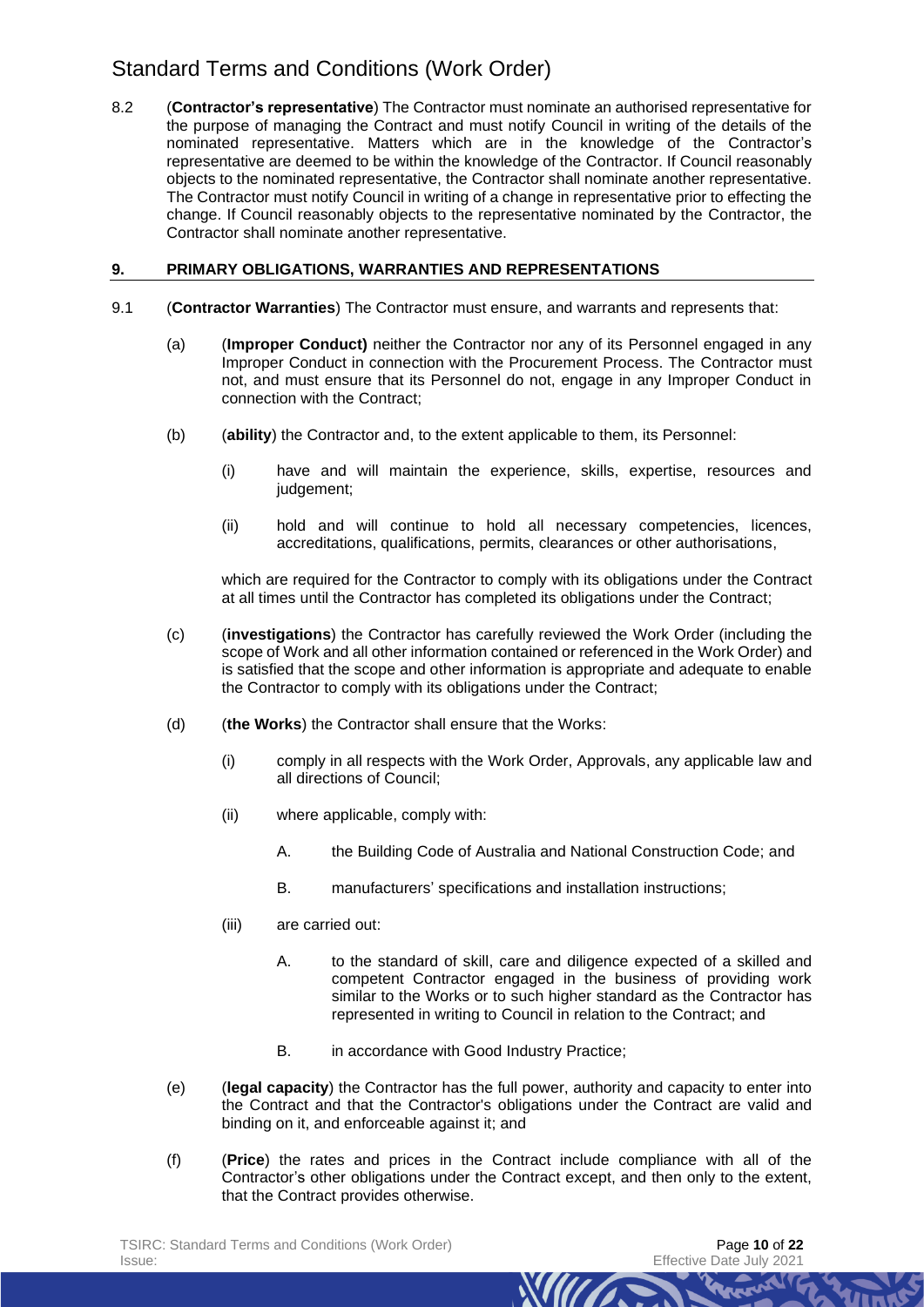8.2 (**Contractor's representative**) The Contractor must nominate an authorised representative for the purpose of managing the Contract and must notify Council in writing of the details of the nominated representative. Matters which are in the knowledge of the Contractor's representative are deemed to be within the knowledge of the Contractor. If Council reasonably objects to the nominated representative, the Contractor shall nominate another representative. The Contractor must notify Council in writing of a change in representative prior to effecting the change. If Council reasonably objects to the representative nominated by the Contractor, the Contractor shall nominate another representative.

## 9. PRIMARY OBLIGATIONS, WARRANTIES AND REPRESENTATIONS

9.1 (**Contractor Warranties**) The Contractor must ensure, and warrants and represents that:

(a) (**Improper Conduct)** neither the Contractor nor any of its Personnel engaged in any Improper Conduct in connection with the Procurement Process. The Contractor must not, and must ensure that its Personnel do not, engage in any Improper Conduct in connection with the Contract;

(b) (**ability**) the Contractor and, to the extent applicable to them, its Personnel:

(i) have and will maintain the experience, skills, expertise, resources and judgement;

(ii) hold and will continue to hold all necessary competencies, licences, accreditations, qualifications, permits, clearances or other authorisations,

which are required for the Contractor to comply with its obligations under the Contract at all times until the Contractor has completed its obligations under the Contract;

(c) (**investigations**) the Contractor has carefully reviewed the Work Order (including the scope of Work and all other information contained or referenced in the Work Order) and is satisfied that the scope and other information is appropriate and adequate to enable the Contractor to comply with its obligations under the Contract;

(d) (**the Works**) the Contractor shall ensure that the Works:

(i) comply in all respects with the Work Order, Approvals, any applicable law and all directions of Council;

(ii) where applicable, comply with:

A. the Building Code of Australia and National Construction Code; and

B. manufacturers' specifications and installation instructions;

(iii) are carried out:

A. to the standard of skill, care and diligence expected of a skilled and competent Contractor engaged in the business of providing work similar to the Works or to such higher standard as the Contractor has represented in writing to Council in relation to the Contract; and

B. in accordance with Good Industry Practice;

(e) (**legal capacity**) the Contractor has the full power, authority and capacity to enter into the Contract and that the Contractor's obligations under the Contract are valid and binding on it, and enforceable against it; and

(f) (**Price**) the rates and prices in the Contract include compliance with all of the Contractor's other obligations under the Contract except, and then only to the extent, that the Contract provides otherwise.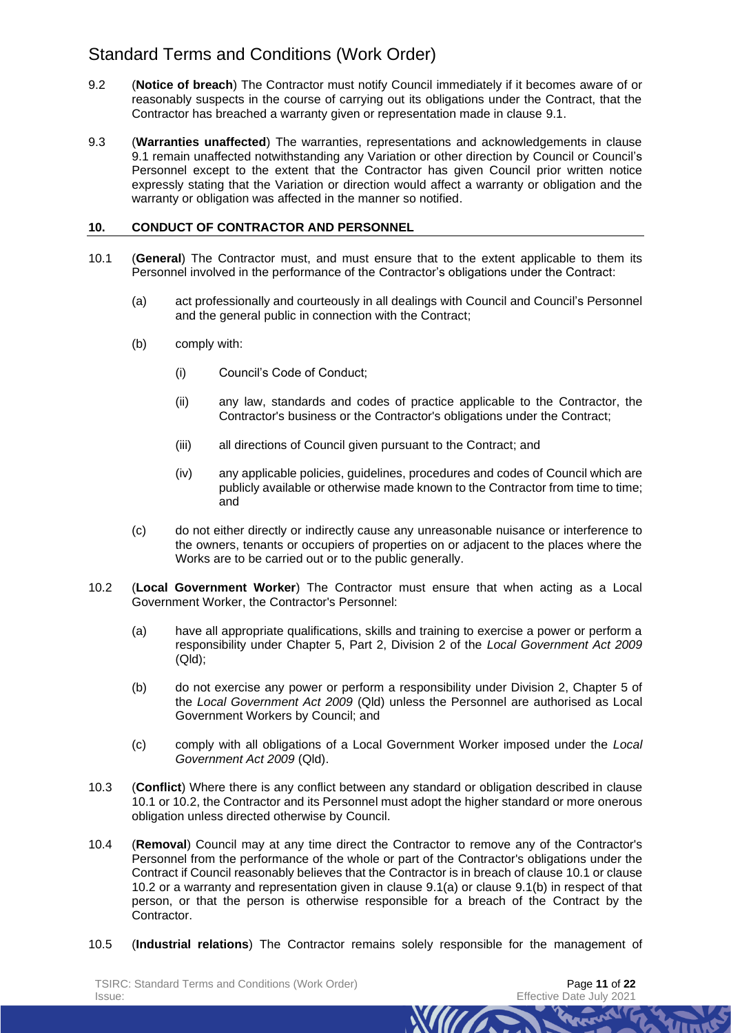9.2 (**Notice of breach**) The Contractor must notify Council immediately if it becomes aware of or reasonably suspects in the course of carrying out its obligations under the Contract, that the Contractor has breached a warranty given or representation made in clause 9.1.

9.3 (**Warranties unaffected**) The warranties, representations and acknowledgements in clause 9.1 remain unaffected notwithstanding any Variation or other direction by Council or Council's Personnel except to the extent that the Contractor has given Council prior written notice expressly stating that the Variation or direction would affect a warranty or obligation and the warranty or obligation was affected in the manner so notified.

## 10. CONDUCT OF CONTRACTOR AND PERSONNEL

10.1 (**General**) The Contractor must, and must ensure that to the extent applicable to them its Personnel involved in the performance of the Contractor's obligations under the Contract:

(a) act professionally and courteously in all dealings with Council and Council's Personnel and the general public in connection with the Contract;

(b) comply with:

(i) Council's Code of Conduct;

(ii) any law, standards and codes of practice applicable to the Contractor, the Contractor's business or the Contractor's obligations under the Contract;

(iii) all directions of Council given pursuant to the Contract; and

(iv) any applicable policies, guidelines, procedures and codes of Council which are publicly available or otherwise made known to the Contractor from time to time; and

(c) do not either directly or indirectly cause any unreasonable nuisance or interference to the owners, tenants or occupiers of properties on or adjacent to the places where the Works are to be carried out or to the public generally.

10.2 (**Local Government Worker**) The Contractor must ensure that when acting as a Local Government Worker, the Contractor's Personnel:

(a) have all appropriate qualifications, skills and training to exercise a power or perform a responsibility under Chapter 5, Part 2, Division 2 of the *Local Government Act 2009* (Qld);

(b) do not exercise any power or perform a responsibility under Division 2, Chapter 5 of the *Local Government Act 2009* (Qld) unless the Personnel are authorised as Local Government Workers by Council; and

(c) comply with all obligations of a Local Government Worker imposed under the *Local Government Act 2009* (Qld).

10.3 (**Conflict**) Where there is any conflict between any standard or obligation described in clause 10.1 or 10.2, the Contractor and its Personnel must adopt the higher standard or more onerous obligation unless directed otherwise by Council.

10.4 (**Removal**) Council may at any time direct the Contractor to remove any of the Contractor's Personnel from the performance of the whole or part of the Contractor's obligations under the Contract if Council reasonably believes that the Contractor is in breach of clause 10.1 or clause 10.2 or a warranty and representation given in clause 9.1(a) or clause 9.1(b) in respect of that person, or that the person is otherwise responsible for a breach of the Contract by the Contractor.

10.5 (**Industrial relations**) The Contractor remains solely responsible for the management of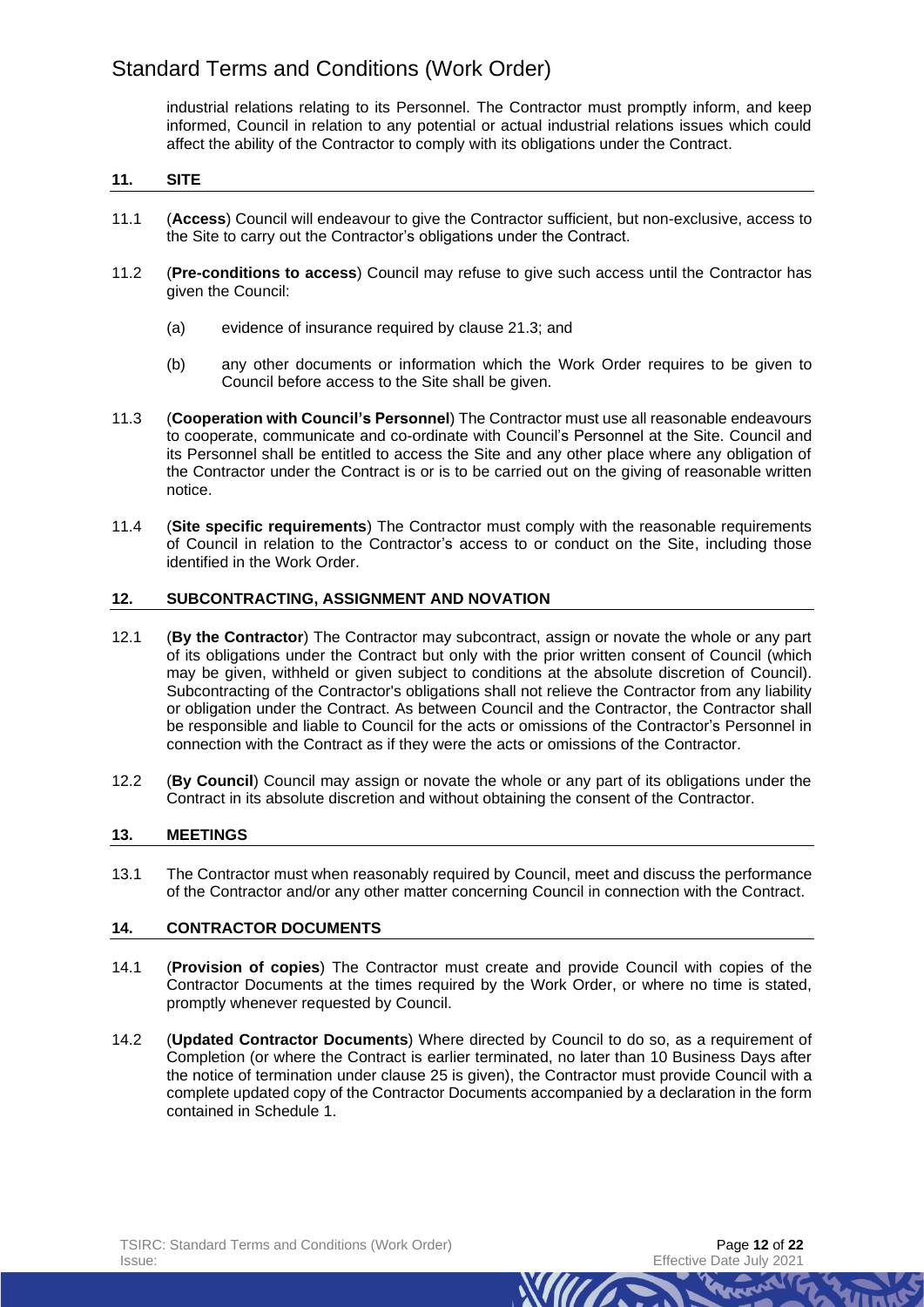industrial relations relating to its Personnel. The Contractor must promptly inform, and keep informed, Council in relation to any potential or actual industrial relations issues which could affect the ability of the Contractor to comply with its obligations under the Contract.

## 11. SITE

11.1 (**Access**) Council will endeavour to give the Contractor sufficient, but non-exclusive, access to the Site to carry out the Contractor's obligations under the Contract.

11.2 (**Pre-conditions to access**) Council may refuse to give such access until the Contractor has given the Council:

(a) evidence of insurance required by clause 21.3; and

(b) any other documents or information which the Work Order requires to be given to Council before access to the Site shall be given.

11.3 (**Cooperation with Council's Personnel**) The Contractor must use all reasonable endeavours to cooperate, communicate and co-ordinate with Council's Personnel at the Site. Council and its Personnel shall be entitled to access the Site and any other place where any obligation of the Contractor under the Contract is or is to be carried out on the giving of reasonable written notice.

11.4 (**Site specific requirements**) The Contractor must comply with the reasonable requirements of Council in relation to the Contractor's access to or conduct on the Site, including those identified in the Work Order.

## 12. SUBCONTRACTING, ASSIGNMENT AND NOVATION

12.1 (**By the Contractor**) The Contractor may subcontract, assign or novate the whole or any part of its obligations under the Contract but only with the prior written consent of Council (which may be given, withheld or given subject to conditions at the absolute discretion of Council). Subcontracting of the Contractor's obligations shall not relieve the Contractor from any liability or obligation under the Contract. As between Council and the Contractor, the Contractor shall be responsible and liable to Council for the acts or omissions of the Contractor's Personnel in connection with the Contract as if they were the acts or omissions of the Contractor.

12.2 (**By Council**) Council may assign or novate the whole or any part of its obligations under the Contract in its absolute discretion and without obtaining the consent of the Contractor.

## 13. MEETINGS

13.1 The Contractor must when reasonably required by Council, meet and discuss the performance of the Contractor and/or any other matter concerning Council in connection with the Contract.

## 14. CONTRACTOR DOCUMENTS

14.1 (**Provision of copies**) The Contractor must create and provide Council with copies of the Contractor Documents at the times required by the Work Order, or where no time is stated, promptly whenever requested by Council.

14.2 (**Updated Contractor Documents**) Where directed by Council to do so, as a requirement of Completion (or where the Contract is earlier terminated, no later than 10 Business Days after the notice of termination under clause 25 is given), the Contractor must provide Council with a complete updated copy of the Contractor Documents accompanied by a declaration in the form contained in Schedule 1.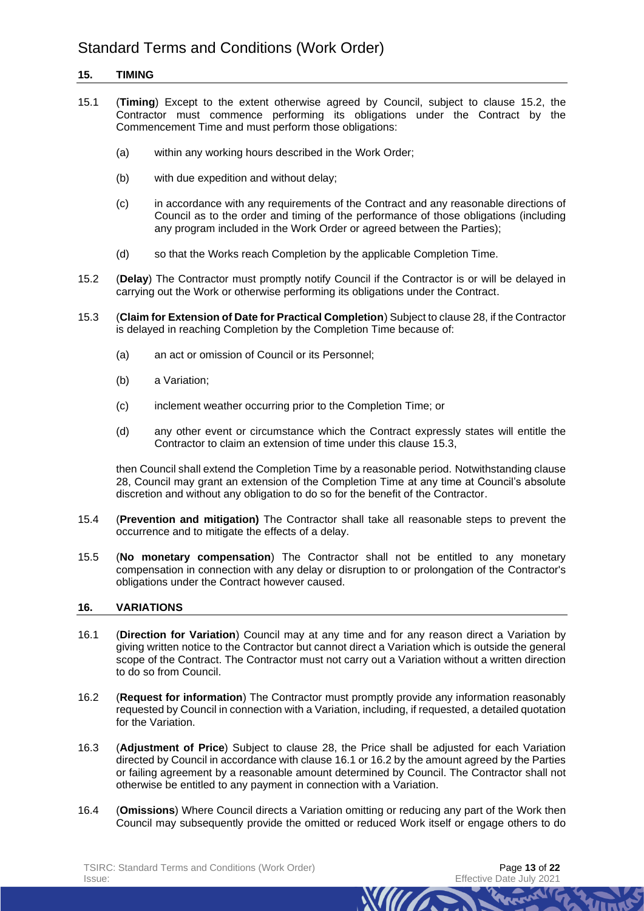## 15. TIMING

15.1 (**Timing**) Except to the extent otherwise agreed by Council, subject to clause 15.2, the Contractor must commence performing its obligations under the Contract by the Commencement Time and must perform those obligations:

- (a) within any working hours described in the Work Order;
- (b) with due expedition and without delay;
- (c) in accordance with any requirements of the Contract and any reasonable directions of Council as to the order and timing of the performance of those obligations (including any program included in the Work Order or agreed between the Parties);
- (d) so that the Works reach Completion by the applicable Completion Time.

15.2 (**Delay**) The Contractor must promptly notify Council if the Contractor is or will be delayed in carrying out the Work or otherwise performing its obligations under the Contract.

15.3 (**Claim for Extension of Date for Practical Completion**) Subject to clause 28, if the Contractor is delayed in reaching Completion by the Completion Time because of:

- (a) an act or omission of Council or its Personnel;
- (b) a Variation;
- (c) inclement weather occurring prior to the Completion Time; or
- (d) any other event or circumstance which the Contract expressly states will entitle the Contractor to claim an extension of time under this clause 15.3,

then Council shall extend the Completion Time by a reasonable period. Notwithstanding clause 28, Council may grant an extension of the Completion Time at any time at Council's absolute discretion and without any obligation to do so for the benefit of the Contractor.

15.4 (**Prevention and mitigation)** The Contractor shall take all reasonable steps to prevent the occurrence and to mitigate the effects of a delay.

15.5 (**No monetary compensation**) The Contractor shall not be entitled to any monetary compensation in connection with any delay or disruption to or prolongation of the Contractor's obligations under the Contract however caused.

## 16. VARIATIONS

16.1 (**Direction for Variation**) Council may at any time and for any reason direct a Variation by giving written notice to the Contractor but cannot direct a Variation which is outside the general scope of the Contract. The Contractor must not carry out a Variation without a written direction to do so from Council.

16.2 (**Request for information**) The Contractor must promptly provide any information reasonably requested by Council in connection with a Variation, including, if requested, a detailed quotation for the Variation.

16.3 (**Adjustment of Price**) Subject to clause 28, the Price shall be adjusted for each Variation directed by Council in accordance with clause 16.1 or 16.2 by the amount agreed by the Parties or failing agreement by a reasonable amount determined by Council. The Contractor shall not otherwise be entitled to any payment in connection with a Variation.

16.4 (**Omissions**) Where Council directs a Variation omitting or reducing any part of the Work then Council may subsequently provide the omitted or reduced Work itself or engage others to do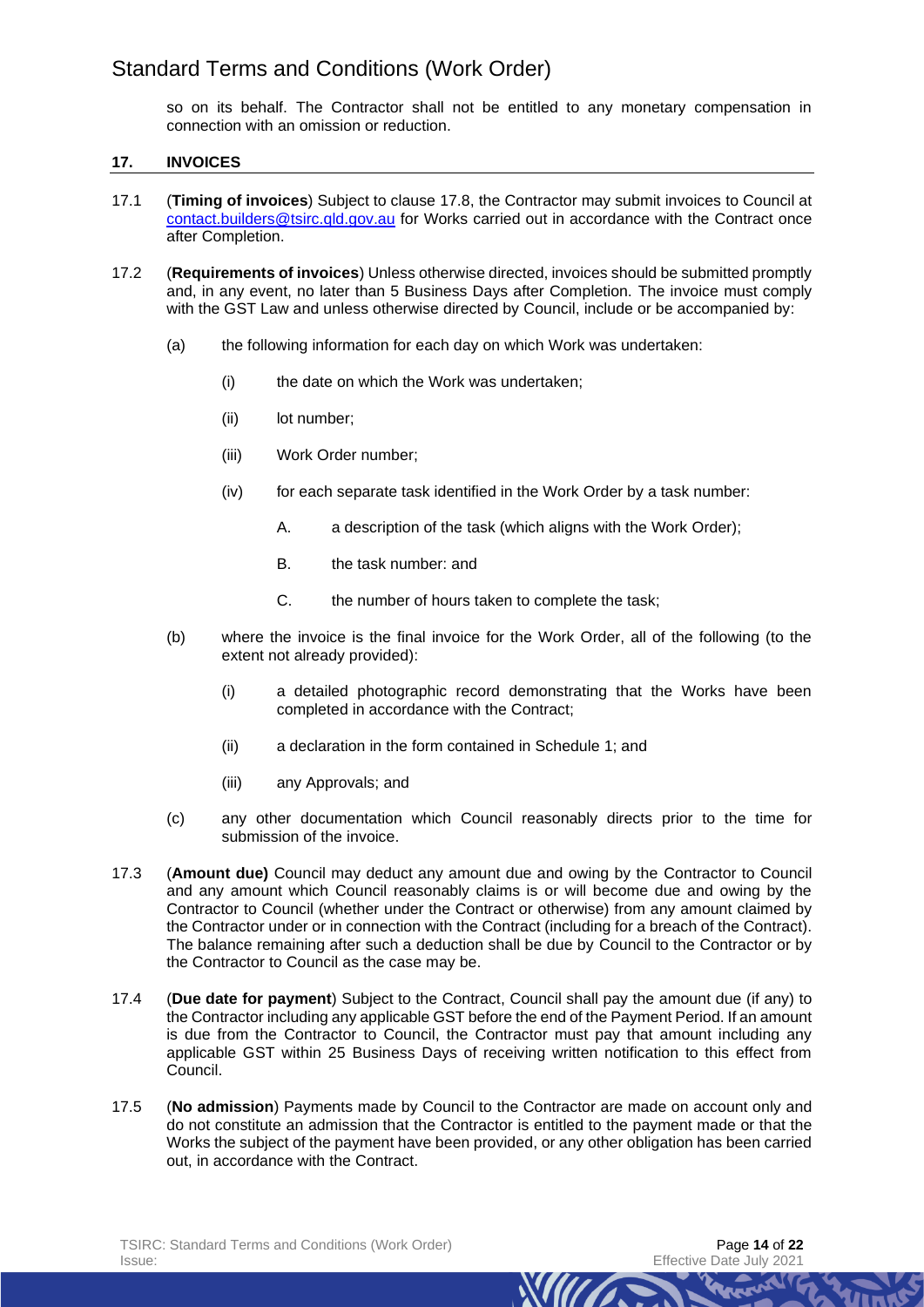so on its behalf. The Contractor shall not be entitled to any monetary compensation in connection with an omission or reduction.

## 17. INVOICES

17.1 (**Timing of invoices**) Subject to clause 17.8, the Contractor may submit invoices to Council at contact.builders@tsirc.qld.gov.au for Works carried out in accordance with the Contract once after Completion.

17.2 (**Requirements of invoices**) Unless otherwise directed, invoices should be submitted promptly and, in any event, no later than 5 Business Days after Completion. The invoice must comply with the GST Law and unless otherwise directed by Council, include or be accompanied by:

(a) the following information for each day on which Work was undertaken:

(i) the date on which the Work was undertaken;

(ii) lot number;

(iii) Work Order number;

(iv) for each separate task identified in the Work Order by a task number:

A. a description of the task (which aligns with the Work Order);

B. the task number: and

C. the number of hours taken to complete the task;

(b) where the invoice is the final invoice for the Work Order, all of the following (to the extent not already provided):

(i) a detailed photographic record demonstrating that the Works have been completed in accordance with the Contract;

(ii) a declaration in the form contained in Schedule 1; and

(iii) any Approvals; and

(c) any other documentation which Council reasonably directs prior to the time for submission of the invoice.

17.3 (**Amount due)** Council may deduct any amount due and owing by the Contractor to Council and any amount which Council reasonably claims is or will become due and owing by the Contractor to Council (whether under the Contract or otherwise) from any amount claimed by the Contractor under or in connection with the Contract (including for a breach of the Contract). The balance remaining after such a deduction shall be due by Council to the Contractor or by the Contractor to Council as the case may be.

17.4 (**Due date for payment**) Subject to the Contract, Council shall pay the amount due (if any) to the Contractor including any applicable GST before the end of the Payment Period. If an amount is due from the Contractor to Council, the Contractor must pay that amount including any applicable GST within 25 Business Days of receiving written notification to this effect from Council.

17.5 (**No admission**) Payments made by Council to the Contractor are made on account only and do not constitute an admission that the Contractor is entitled to the payment made or that the Works the subject of the payment have been provided, or any other obligation has been carried out, in accordance with the Contract.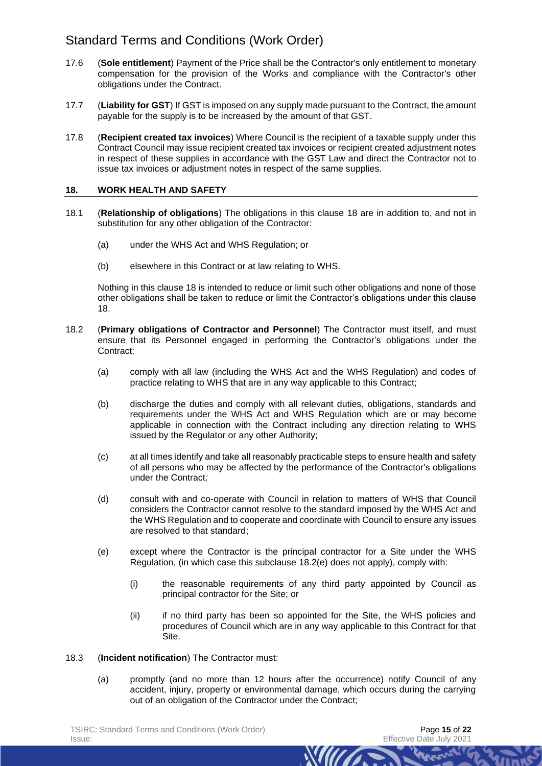17.6 (**Sole entitlement**) Payment of the Price shall be the Contractor's only entitlement to monetary compensation for the provision of the Works and compliance with the Contractor's other obligations under the Contract.

17.7 (**Liability for GST**) If GST is imposed on any supply made pursuant to the Contract, the amount payable for the supply is to be increased by the amount of that GST.

17.8 (**Recipient created tax invoices**) Where Council is the recipient of a taxable supply under this Contract Council may issue recipient created tax invoices or recipient created adjustment notes in respect of these supplies in accordance with the GST Law and direct the Contractor not to issue tax invoices or adjustment notes in respect of the same supplies.

## 18. WORK HEALTH AND SAFETY

18.1 (**Relationship of obligations**) The obligations in this clause 18 are in addition to, and not in substitution for any other obligation of the Contractor:

(a) under the WHS Act and WHS Regulation; or

(b) elsewhere in this Contract or at law relating to WHS.

Nothing in this clause 18 is intended to reduce or limit such other obligations and none of those other obligations shall be taken to reduce or limit the Contractor's obligations under this clause 18.

18.2 (**Primary obligations of Contractor and Personnel**) The Contractor must itself, and must ensure that its Personnel engaged in performing the Contractor's obligations under the Contract:

(a) comply with all law (including the WHS Act and the WHS Regulation) and codes of practice relating to WHS that are in any way applicable to this Contract;

(b) discharge the duties and comply with all relevant duties, obligations, standards and requirements under the WHS Act and WHS Regulation which are or may become applicable in connection with the Contract including any direction relating to WHS issued by the Regulator or any other Authority;

(c) at all times identify and take all reasonably practicable steps to ensure health and safety of all persons who may be affected by the performance of the Contractor's obligations under the Contract;

(d) consult with and co-operate with Council in relation to matters of WHS that Council considers the Contractor cannot resolve to the standard imposed by the WHS Act and the WHS Regulation and to cooperate and coordinate with Council to ensure any issues are resolved to that standard;

(e) except where the Contractor is the principal contractor for a Site under the WHS Regulation, (in which case this subclause 18.2(e) does not apply), comply with:

(i) the reasonable requirements of any third party appointed by Council as principal contractor for the Site; or

(ii) if no third party has been so appointed for the Site, the WHS policies and procedures of Council which are in any way applicable to this Contract for that Site.

18.3 (**Incident notification**) The Contractor must:

(a) promptly (and no more than 12 hours after the occurrence) notify Council of any accident, injury, property or environmental damage, which occurs during the carrying out of an obligation of the Contractor under the Contract;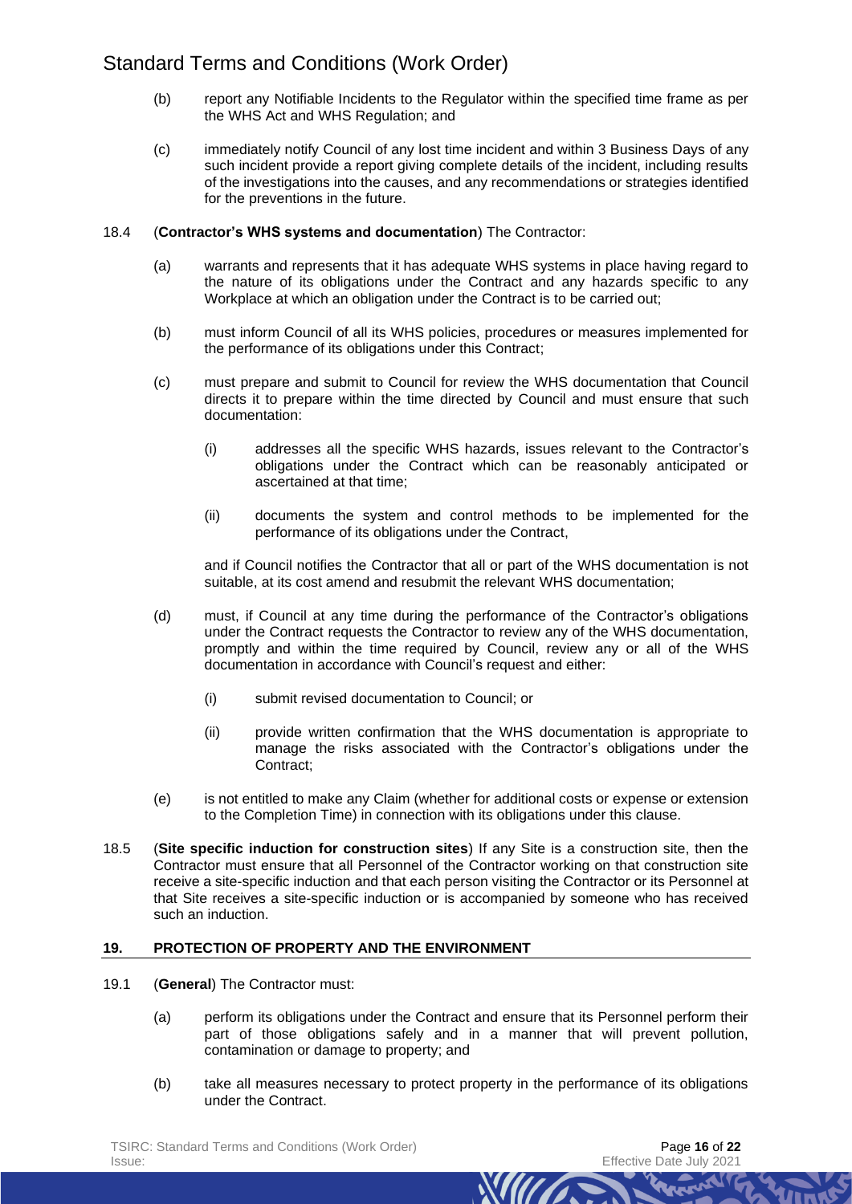(b) report any Notifiable Incidents to the Regulator within the specified time frame as per the WHS Act and WHS Regulation; and

(c) immediately notify Council of any lost time incident and within 3 Business Days of any such incident provide a report giving complete details of the incident, including results of the investigations into the causes, and any recommendations or strategies identified for the preventions in the future.

18.4 (**Contractor's WHS systems and documentation**) The Contractor:

(a) warrants and represents that it has adequate WHS systems in place having regard to the nature of its obligations under the Contract and any hazards specific to any Workplace at which an obligation under the Contract is to be carried out;

(b) must inform Council of all its WHS policies, procedures or measures implemented for the performance of its obligations under this Contract;

(c) must prepare and submit to Council for review the WHS documentation that Council directs it to prepare within the time directed by Council and must ensure that such documentation:

(i) addresses all the specific WHS hazards, issues relevant to the Contractor's obligations under the Contract which can be reasonably anticipated or ascertained at that time;

(ii) documents the system and control methods to be implemented for the performance of its obligations under the Contract,

and if Council notifies the Contractor that all or part of the WHS documentation is not suitable, at its cost amend and resubmit the relevant WHS documentation;

(d) must, if Council at any time during the performance of the Contractor's obligations under the Contract requests the Contractor to review any of the WHS documentation, promptly and within the time required by Council, review any or all of the WHS documentation in accordance with Council's request and either:

(i) submit revised documentation to Council; or

(ii) provide written confirmation that the WHS documentation is appropriate to manage the risks associated with the Contractor's obligations under the Contract;

(e) is not entitled to make any Claim (whether for additional costs or expense or extension to the Completion Time) in connection with its obligations under this clause.

18.5 (**Site specific induction for construction sites**) If any Site is a construction site, then the Contractor must ensure that all Personnel of the Contractor working on that construction site receive a site-specific induction and that each person visiting the Contractor or its Personnel at that Site receives a site-specific induction or is accompanied by someone who has received such an induction.

## 19. PROTECTION OF PROPERTY AND THE ENVIRONMENT

19.1 (**General**) The Contractor must:

(a) perform its obligations under the Contract and ensure that its Personnel perform their part of those obligations safely and in a manner that will prevent pollution, contamination or damage to property; and

(b) take all measures necessary to protect property in the performance of its obligations under the Contract.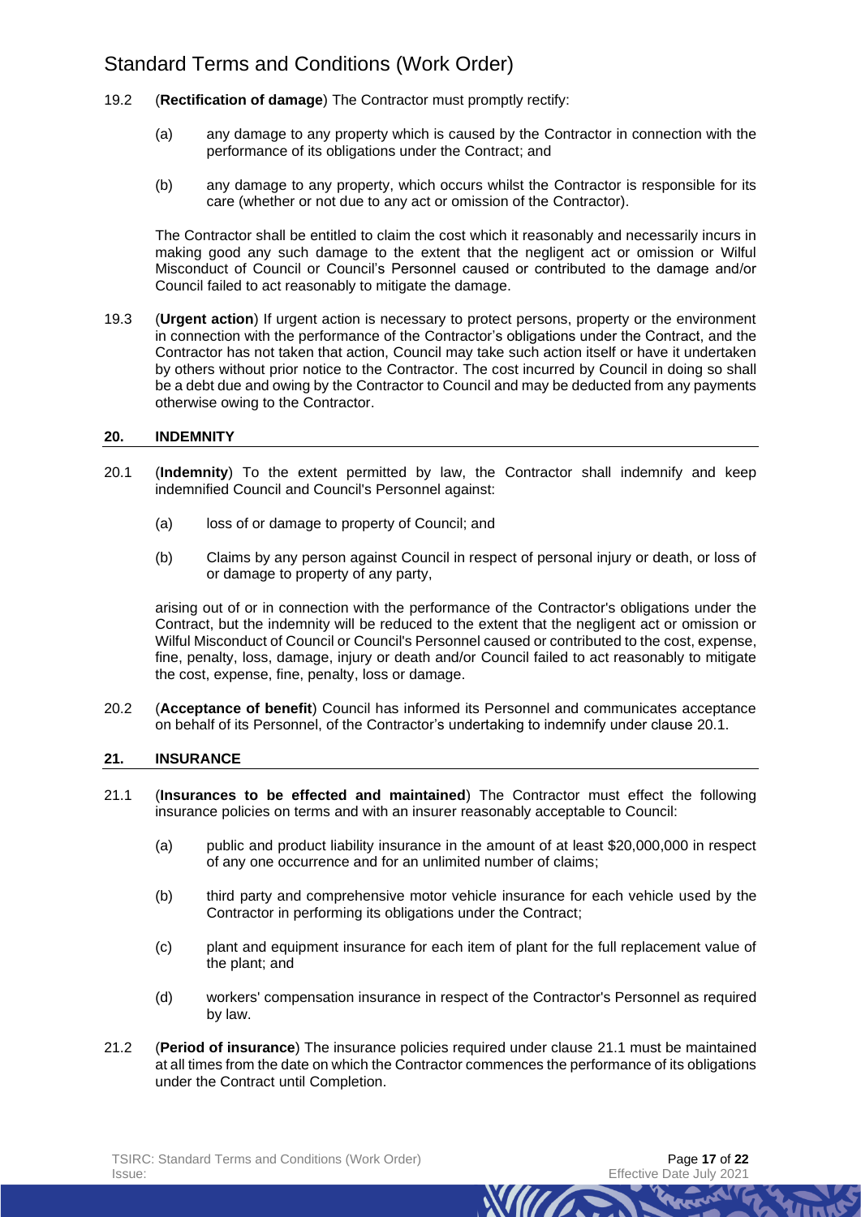19.2 (**Rectification of damage**) The Contractor must promptly rectify:

(a) any damage to any property which is caused by the Contractor in connection with the performance of its obligations under the Contract; and

(b) any damage to any property, which occurs whilst the Contractor is responsible for its care (whether or not due to any act or omission of the Contractor).

The Contractor shall be entitled to claim the cost which it reasonably and necessarily incurs in making good any such damage to the extent that the negligent act or omission or Wilful Misconduct of Council or Council's Personnel caused or contributed to the damage and/or Council failed to act reasonably to mitigate the damage.

19.3 (**Urgent action**) If urgent action is necessary to protect persons, property or the environment in connection with the performance of the Contractor's obligations under the Contract, and the Contractor has not taken that action, Council may take such action itself or have it undertaken by others without prior notice to the Contractor. The cost incurred by Council in doing so shall be a debt due and owing by the Contractor to Council and may be deducted from any payments otherwise owing to the Contractor.

## 20. INDEMNITY

20.1 (**Indemnity**) To the extent permitted by law, the Contractor shall indemnify and keep indemnified Council and Council's Personnel against:

(a) loss of or damage to property of Council; and

(b) Claims by any person against Council in respect of personal injury or death, or loss of or damage to property of any party,

arising out of or in connection with the performance of the Contractor's obligations under the Contract, but the indemnity will be reduced to the extent that the negligent act or omission or Wilful Misconduct of Council or Council's Personnel caused or contributed to the cost, expense, fine, penalty, loss, damage, injury or death and/or Council failed to act reasonably to mitigate the cost, expense, fine, penalty, loss or damage.

20.2 (**Acceptance of benefit**) Council has informed its Personnel and communicates acceptance on behalf of its Personnel, of the Contractor's undertaking to indemnify under clause 20.1.

## 21. INSURANCE

21.1 (**Insurances to be effected and maintained**) The Contractor must effect the following insurance policies on terms and with an insurer reasonably acceptable to Council:

(a) public and product liability insurance in the amount of at least $20,000,000 in respect of any one occurrence and for an unlimited number of claims;

(b) third party and comprehensive motor vehicle insurance for each vehicle used by the Contractor in performing its obligations under the Contract;

(c) plant and equipment insurance for each item of plant for the full replacement value of the plant; and

(d) workers' compensation insurance in respect of the Contractor's Personnel as required by law.

21.2 (**Period of insurance**) The insurance policies required under clause 21.1 must be maintained at all times from the date on which the Contractor commences the performance of its obligations under the Contract until Completion.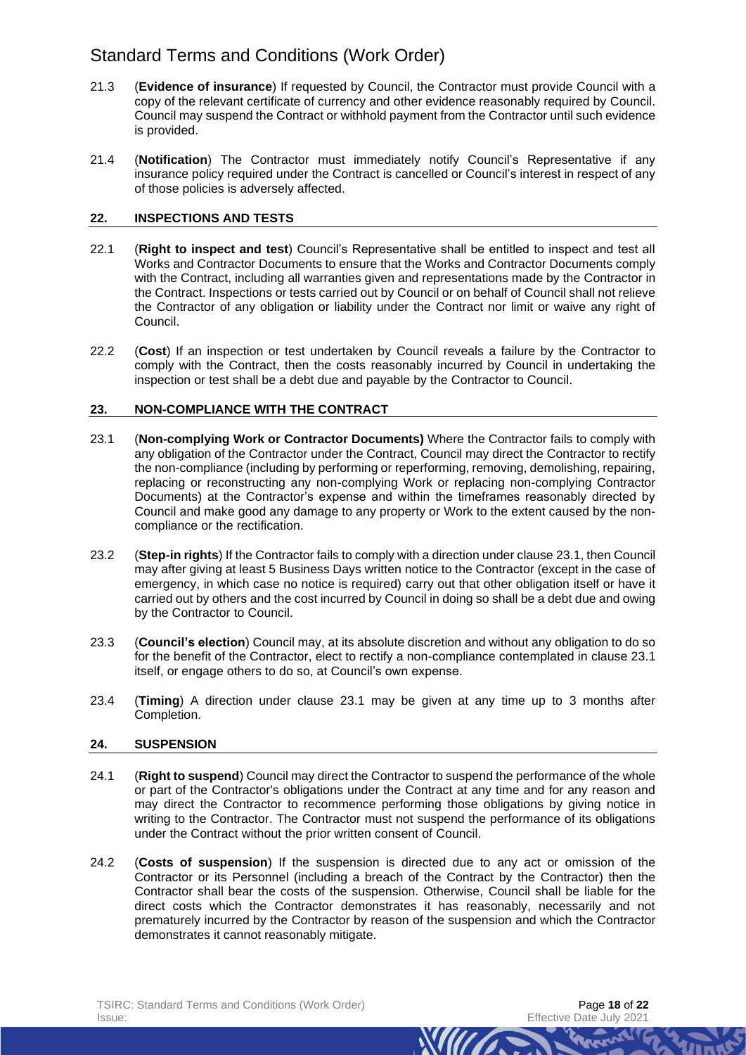21.3 (**Evidence of insurance**) If requested by Council, the Contractor must provide Council with a copy of the relevant certificate of currency and other evidence reasonably required by Council. Council may suspend the Contract or withhold payment from the Contractor until such evidence is provided.

21.4 (**Notification**) The Contractor must immediately notify Council's Representative if any insurance policy required under the Contract is cancelled or Council's interest in respect of any of those policies is adversely affected.

## 22. INSPECTIONS AND TESTS

22.1 (**Right to inspect and test**) Council's Representative shall be entitled to inspect and test all Works and Contractor Documents to ensure that the Works and Contractor Documents comply with the Contract, including all warranties given and representations made by the Contractor in the Contract. Inspections or tests carried out by Council or on behalf of Council shall not relieve the Contractor of any obligation or liability under the Contract nor limit or waive any right of Council.

22.2 (**Cost**) If an inspection or test undertaken by Council reveals a failure by the Contractor to comply with the Contract, then the costs reasonably incurred by Council in undertaking the inspection or test shall be a debt due and payable by the Contractor to Council.

## 23. NON-COMPLIANCE WITH THE CONTRACT

23.1 (**Non-complying Work or Contractor Documents)** Where the Contractor fails to comply with any obligation of the Contractor under the Contract, Council may direct the Contractor to rectify the non-compliance (including by performing or reperforming, removing, demolishing, repairing, replacing or reconstructing any non-complying Work or replacing non-complying Contractor Documents) at the Contractor's expense and within the timeframes reasonably directed by Council and make good any damage to any property or Work to the extent caused by the non-compliance or the rectification.

23.2 (**Step-in rights**) If the Contractor fails to comply with a direction under clause 23.1, then Council may after giving at least 5 Business Days written notice to the Contractor (except in the case of emergency, in which case no notice is required) carry out that other obligation itself or have it carried out by others and the cost incurred by Council in doing so shall be a debt due and owing by the Contractor to Council.

23.3 (**Council's election**) Council may, at its absolute discretion and without any obligation to do so for the benefit of the Contractor, elect to rectify a non-compliance contemplated in clause 23.1 itself, or engage others to do so, at Council's own expense.

23.4 (**Timing**) A direction under clause 23.1 may be given at any time up to 3 months after Completion.

## 24. SUSPENSION

24.1 (**Right to suspend**) Council may direct the Contractor to suspend the performance of the whole or part of the Contractor's obligations under the Contract at any time and for any reason and may direct the Contractor to recommence performing those obligations by giving notice in writing to the Contractor. The Contractor must not suspend the performance of its obligations under the Contract without the prior written consent of Council.

24.2 (**Costs of suspension**) If the suspension is directed due to any act or omission of the Contractor or its Personnel (including a breach of the Contract by the Contractor) then the Contractor shall bear the costs of the suspension. Otherwise, Council shall be liable for the direct costs which the Contractor demonstrates it has reasonably, necessarily and not prematurely incurred by the Contractor by reason of the suspension and which the Contractor demonstrates it cannot reasonably mitigate.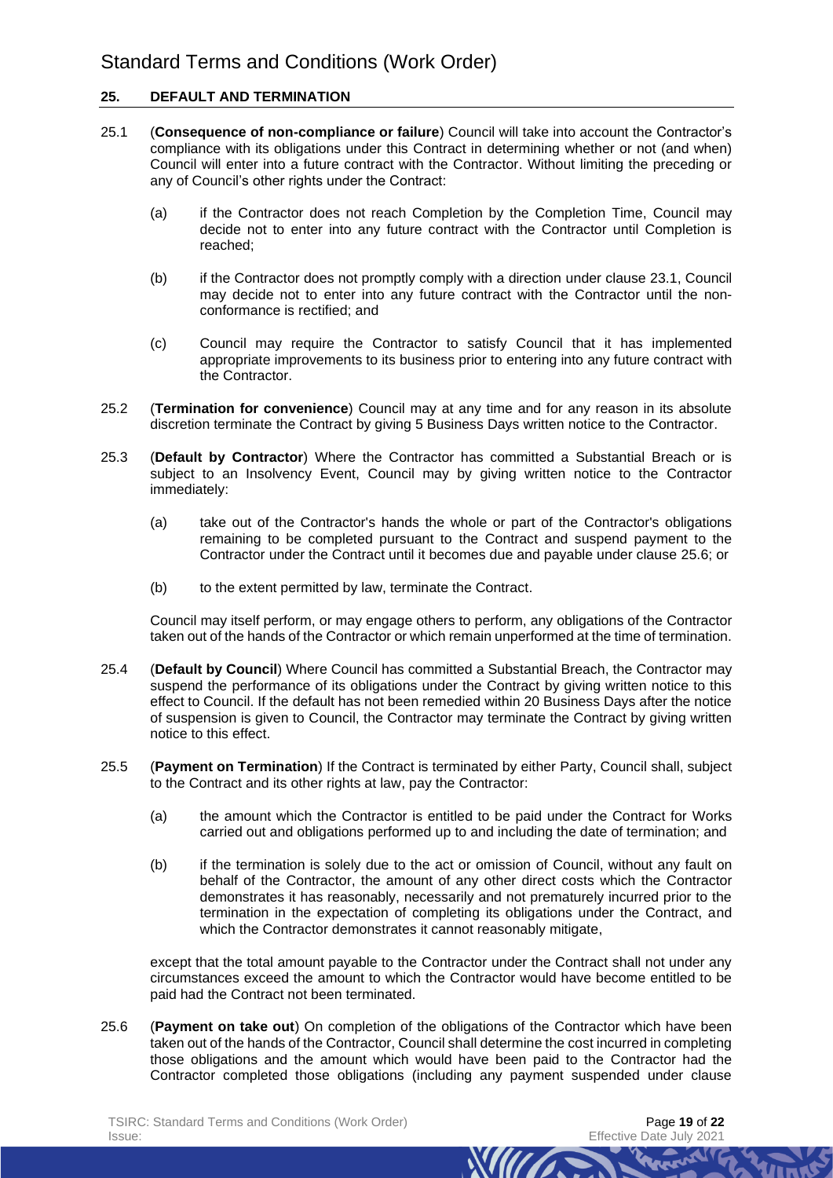## 25. DEFAULT AND TERMINATION

25.1 (**Consequence of non-compliance or failure**) Council will take into account the Contractor's compliance with its obligations under this Contract in determining whether or not (and when) Council will enter into a future contract with the Contractor. Without limiting the preceding or any of Council's other rights under the Contract:

(a) if the Contractor does not reach Completion by the Completion Time, Council may decide not to enter into any future contract with the Contractor until Completion is reached;

(b) if the Contractor does not promptly comply with a direction under clause 23.1, Council may decide not to enter into any future contract with the Contractor until the non-conformance is rectified; and

(c) Council may require the Contractor to satisfy Council that it has implemented appropriate improvements to its business prior to entering into any future contract with the Contractor.

25.2 (**Termination for convenience**) Council may at any time and for any reason in its absolute discretion terminate the Contract by giving 5 Business Days written notice to the Contractor.

25.3 (**Default by Contractor**) Where the Contractor has committed a Substantial Breach or is subject to an Insolvency Event, Council may by giving written notice to the Contractor immediately:

(a) take out of the Contractor's hands the whole or part of the Contractor's obligations remaining to be completed pursuant to the Contract and suspend payment to the Contractor under the Contract until it becomes due and payable under clause 25.6; or

(b) to the extent permitted by law, terminate the Contract.

Council may itself perform, or may engage others to perform, any obligations of the Contractor taken out of the hands of the Contractor or which remain unperformed at the time of termination.

25.4 (**Default by Council**) Where Council has committed a Substantial Breach, the Contractor may suspend the performance of its obligations under the Contract by giving written notice to this effect to Council. If the default has not been remedied within 20 Business Days after the notice of suspension is given to Council, the Contractor may terminate the Contract by giving written notice to this effect.

25.5 (**Payment on Termination**) If the Contract is terminated by either Party, Council shall, subject to the Contract and its other rights at law, pay the Contractor:

(a) the amount which the Contractor is entitled to be paid under the Contract for Works carried out and obligations performed up to and including the date of termination; and

(b) if the termination is solely due to the act or omission of Council, without any fault on behalf of the Contractor, the amount of any other direct costs which the Contractor demonstrates it has reasonably, necessarily and not prematurely incurred prior to the termination in the expectation of completing its obligations under the Contract, and which the Contractor demonstrates it cannot reasonably mitigate,

except that the total amount payable to the Contractor under the Contract shall not under any circumstances exceed the amount to which the Contractor would have become entitled to be paid had the Contract not been terminated.

25.6 (**Payment on take out**) On completion of the obligations of the Contractor which have been taken out of the hands of the Contractor, Council shall determine the cost incurred in completing those obligations and the amount which would have been paid to the Contractor had the Contractor completed those obligations (including any payment suspended under clause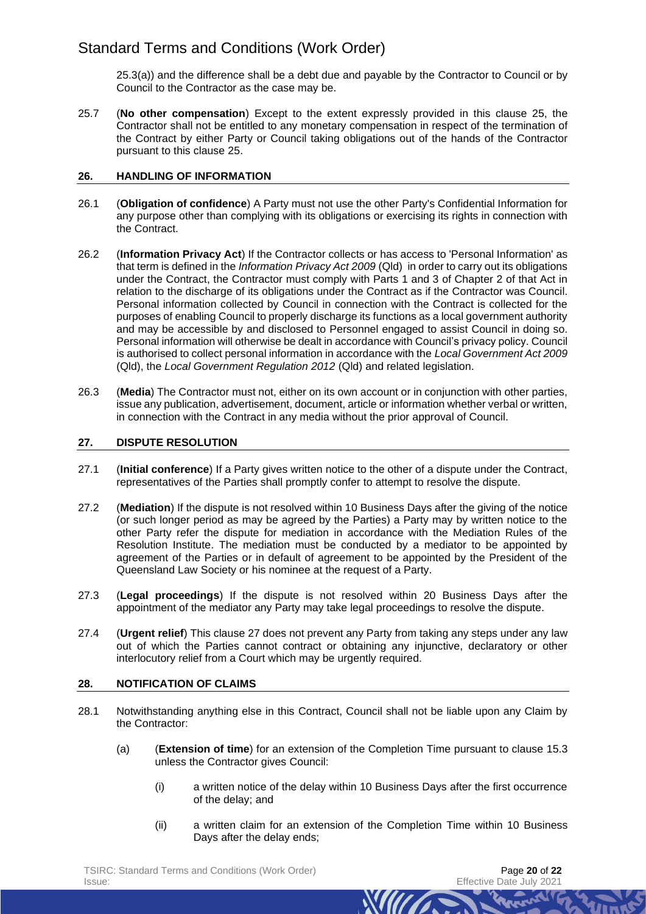25.3(a)) and the difference shall be a debt due and payable by the Contractor to Council or by Council to the Contractor as the case may be.

25.7 (**No other compensation**) Except to the extent expressly provided in this clause 25, the Contractor shall not be entitled to any monetary compensation in respect of the termination of the Contract by either Party or Council taking obligations out of the hands of the Contractor pursuant to this clause 25.

## 26. HANDLING OF INFORMATION

26.1 (**Obligation of confidence**) A Party must not use the other Party's Confidential Information for any purpose other than complying with its obligations or exercising its rights in connection with the Contract.

26.2 (**Information Privacy Act**) If the Contractor collects or has access to 'Personal Information' as that term is defined in the *Information Privacy Act 2009* (Qld) in order to carry out its obligations under the Contract, the Contractor must comply with Parts 1 and 3 of Chapter 2 of that Act in relation to the discharge of its obligations under the Contract as if the Contractor was Council. Personal information collected by Council in connection with the Contract is collected for the purposes of enabling Council to properly discharge its functions as a local government authority and may be accessible by and disclosed to Personnel engaged to assist Council in doing so. Personal information will otherwise be dealt in accordance with Council's privacy policy. Council is authorised to collect personal information in accordance with the *Local Government Act 2009* (Qld), the *Local Government Regulation 2012* (Qld) and related legislation.

26.3 (**Media**) The Contractor must not, either on its own account or in conjunction with other parties, issue any publication, advertisement, document, article or information whether verbal or written, in connection with the Contract in any media without the prior approval of Council.

## 27. DISPUTE RESOLUTION

27.1 (**Initial conference**) If a Party gives written notice to the other of a dispute under the Contract, representatives of the Parties shall promptly confer to attempt to resolve the dispute.

27.2 (**Mediation**) If the dispute is not resolved within 10 Business Days after the giving of the notice (or such longer period as may be agreed by the Parties) a Party may by written notice to the other Party refer the dispute for mediation in accordance with the Mediation Rules of the Resolution Institute. The mediation must be conducted by a mediator to be appointed by agreement of the Parties or in default of agreement to be appointed by the President of the Queensland Law Society or his nominee at the request of a Party.

27.3 (**Legal proceedings**) If the dispute is not resolved within 20 Business Days after the appointment of the mediator any Party may take legal proceedings to resolve the dispute.

27.4 (**Urgent relief**) This clause 27 does not prevent any Party from taking any steps under any law out of which the Parties cannot contract or obtaining any injunctive, declaratory or other interlocutory relief from a Court which may be urgently required.

## 28. NOTIFICATION OF CLAIMS

28.1 Notwithstanding anything else in this Contract, Council shall not be liable upon any Claim by the Contractor:

(a) (**Extension of time**) for an extension of the Completion Time pursuant to clause 15.3 unless the Contractor gives Council:

(i) a written notice of the delay within 10 Business Days after the first occurrence of the delay; and

(ii) a written claim for an extension of the Completion Time within 10 Business Days after the delay ends;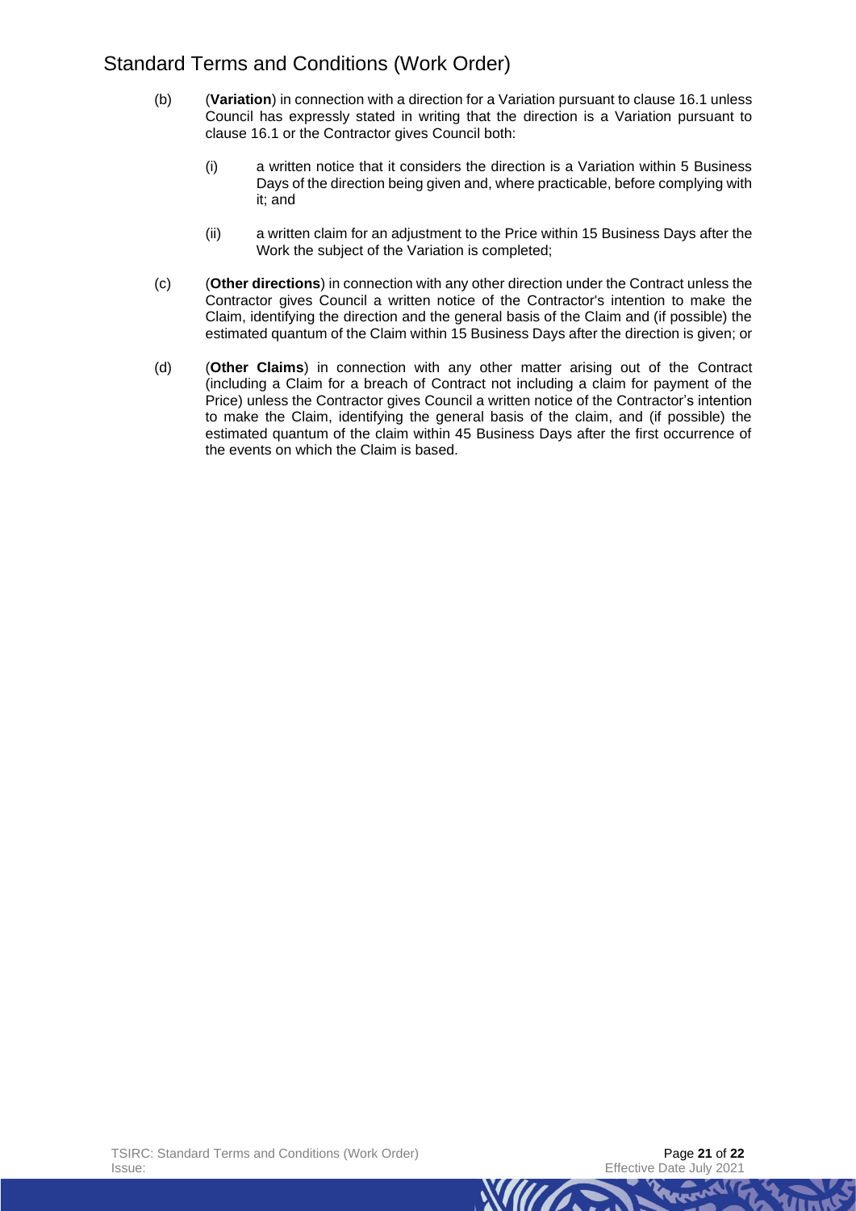- (b) (**Variation**) in connection with a direction for a Variation pursuant to clause 16.1 unless Council has expressly stated in writing that the direction is a Variation pursuant to clause 16.1 or the Contractor gives Council both:

  - (i) a written notice that it considers the direction is a Variation within 5 Business Days of the direction being given and, where practicable, before complying with it; and

  - (ii) a written claim for an adjustment to the Price within 15 Business Days after the Work the subject of the Variation is completed;

- (c) (**Other directions**) in connection with any other direction under the Contract unless the Contractor gives Council a written notice of the Contractor's intention to make the Claim, identifying the direction and the general basis of the Claim and (if possible) the estimated quantum of the Claim within 15 Business Days after the direction is given; or

- (d) (**Other Claims**) in connection with any other matter arising out of the Contract (including a Claim for a breach of Contract not including a claim for payment of the Price) unless the Contractor gives Council a written notice of the Contractor's intention to make the Claim, identifying the general basis of the claim, and (if possible) the estimated quantum of the claim within 45 Business Days after the first occurrence of the events on which the Claim is based.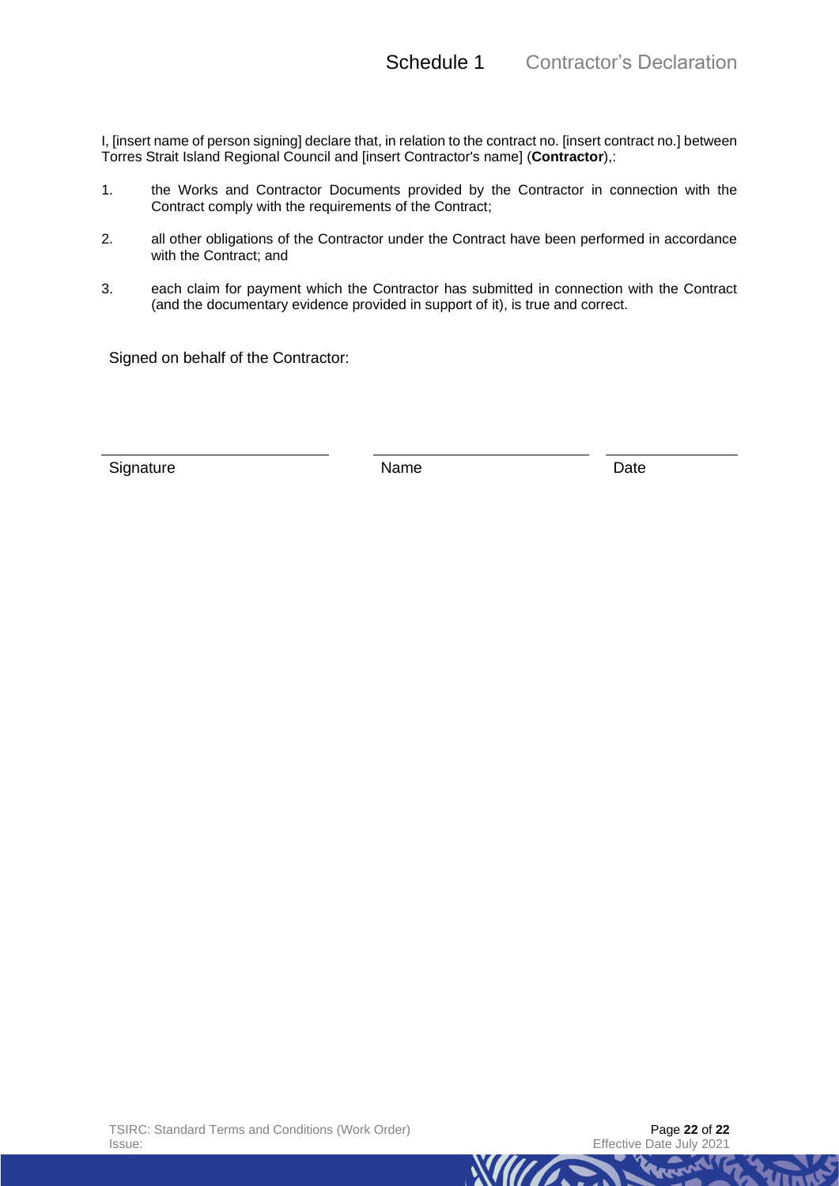# Schedule 1 Contractor's Declaration

I, [insert name of person signing] declare that, in relation to the contract no. [insert contract no.] between Torres Strait Island Regional Council and [insert Contractor's name] (**Contractor**),:

1. the Works and Contractor Documents provided by the Contractor in connection with the Contract comply with the requirements of the Contract;
2. all other obligations of the Contractor under the Contract have been performed in accordance with the Contract; and
3. each claim for payment which the Contractor has submitted in connection with the Contract (and the documentary evidence provided in support of it), is true and correct.

Signed on behalf of the Contractor:

| | | |
|---|---|---|
| ______________________ | ______________________ | ______________ |
| Signature | Name | Date |